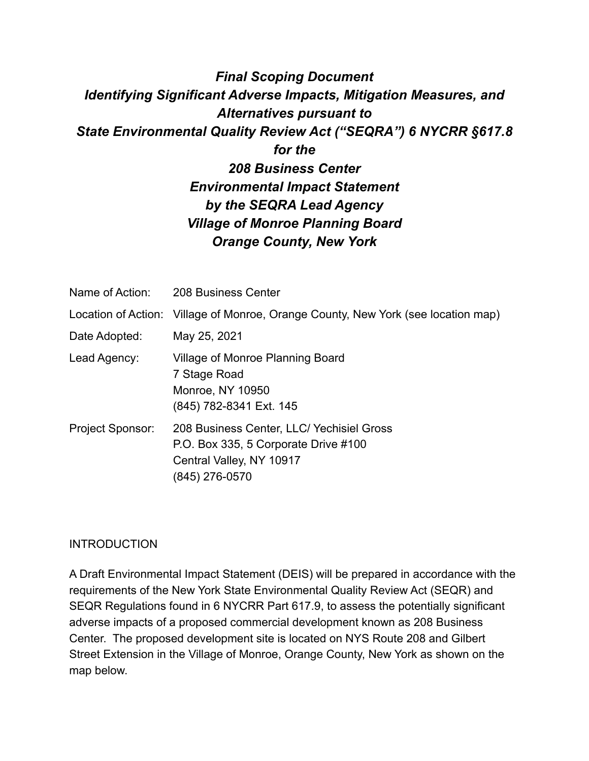# *Final Scoping Document*
# *Identifying Significant Adverse Impacts, Mitigation Measures, and Alternatives pursuant to*
# *State Environmental Quality Review Act ("SEQRA") 6 NYCRR §617.8*
# *for the*
# *208 Business Center*
# *Environmental Impact Statement*
# *by the SEQRA Lead Agency*
# *Village of Monroe Planning Board*
# *Orange County, New York*

| | |
|---|---|
| Name of Action: | 208 Business Center |
| Location of Action: | Village of Monroe, Orange County, New York (see location map) |
| Date Adopted: | May 25, 2021 |
| Lead Agency: | Village of Monroe Planning Board<br>7 Stage Road<br>Monroe, NY 10950<br>(845) 782-8341 Ext. 145 |
| Project Sponsor: | 208 Business Center, LLC/ Yechisiel Gross<br>P.O. Box 335, 5 Corporate Drive #100<br>Central Valley, NY 10917<br>(845) 276-0570 |

## INTRODUCTION

A Draft Environmental Impact Statement (DEIS) will be prepared in accordance with the requirements of the New York State Environmental Quality Review Act (SEQR) and SEQR Regulations found in 6 NYCRR Part 617.9, to assess the potentially significant adverse impacts of a proposed commercial development known as 208 Business Center. The proposed development site is located on NYS Route 208 and Gilbert Street Extension in the Village of Monroe, Orange County, New York as shown on the map below.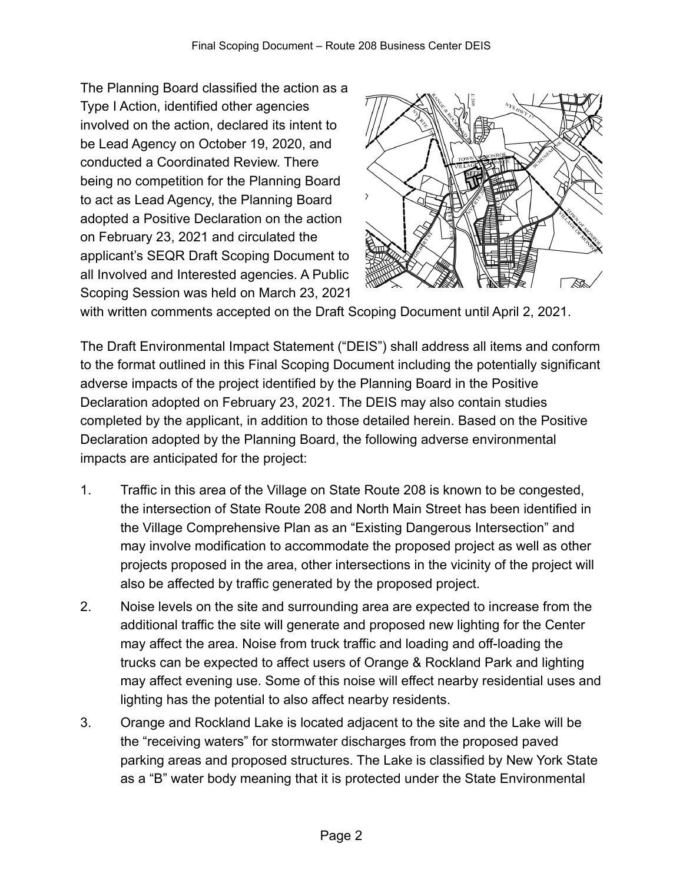The Planning Board classified the action as a Type I Action, identified other agencies involved on the action, declared its intent to be Lead Agency on October 19, 2020, and conducted a Coordinated Review. There being no competition for the Planning Board to act as Lead Agency, the Planning Board adopted a Positive Declaration on the action on February 23, 2021 and circulated the applicant's SEQR Draft Scoping Document to all Involved and Interested agencies. A Public Scoping Session was held on March 23, 2021 with written comments accepted on the Draft Scoping Document until April 2, 2021.

The Draft Environmental Impact Statement ("DEIS") shall address all items and conform to the format outlined in this Final Scoping Document including the potentially significant adverse impacts of the project identified by the Planning Board in the Positive Declaration adopted on February 23, 2021. The DEIS may also contain studies completed by the applicant, in addition to those detailed herein. Based on the Positive Declaration adopted by the Planning Board, the following adverse environmental impacts are anticipated for the project:

1. Traffic in this area of the Village on State Route 208 is known to be congested, the intersection of State Route 208 and North Main Street has been identified in the Village Comprehensive Plan as an "Existing Dangerous Intersection" and may involve modification to accommodate the proposed project as well as other projects proposed in the area, other intersections in the vicinity of the project will also be affected by traffic generated by the proposed project.
2. Noise levels on the site and surrounding area are expected to increase from the additional traffic the site will generate and proposed new lighting for the Center may affect the area. Noise from truck traffic and loading and off-loading the trucks can be expected to affect users of Orange & Rockland Park and lighting may affect evening use. Some of this noise will effect nearby residential uses and lighting has the potential to also affect nearby residents.
3. Orange and Rockland Lake is located adjacent to the site and the Lake will be the "receiving waters" for stormwater discharges from the proposed paved parking areas and proposed structures. The Lake is classified by New York State as a "B" water body meaning that it is protected under the State Environmental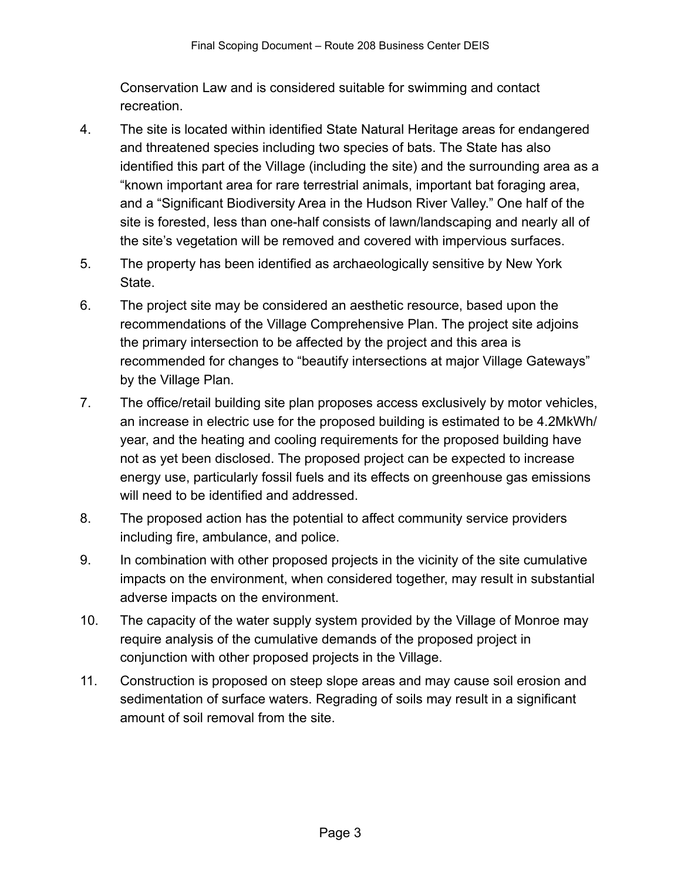Conservation Law and is considered suitable for swimming and contact recreation.

4. The site is located within identified State Natural Heritage areas for endangered and threatened species including two species of bats. The State has also identified this part of the Village (including the site) and the surrounding area as a "known important area for rare terrestrial animals, important bat foraging area, and a "Significant Biodiversity Area in the Hudson River Valley." One half of the site is forested, less than one-half consists of lawn/landscaping and nearly all of the site's vegetation will be removed and covered with impervious surfaces.

5. The property has been identified as archaeologically sensitive by New York State.

6. The project site may be considered an aesthetic resource, based upon the recommendations of the Village Comprehensive Plan. The project site adjoins the primary intersection to be affected by the project and this area is recommended for changes to "beautify intersections at major Village Gateways" by the Village Plan.

7. The office/retail building site plan proposes access exclusively by motor vehicles, an increase in electric use for the proposed building is estimated to be 4.2MkWh/year, and the heating and cooling requirements for the proposed building have not as yet been disclosed. The proposed project can be expected to increase energy use, particularly fossil fuels and its effects on greenhouse gas emissions will need to be identified and addressed.

8. The proposed action has the potential to affect community service providers including fire, ambulance, and police.

9. In combination with other proposed projects in the vicinity of the site cumulative impacts on the environment, when considered together, may result in substantial adverse impacts on the environment.

10. The capacity of the water supply system provided by the Village of Monroe may require analysis of the cumulative demands of the proposed project in conjunction with other proposed projects in the Village.

11. Construction is proposed on steep slope areas and may cause soil erosion and sedimentation of surface waters. Regrading of soils may result in a significant amount of soil removal from the site.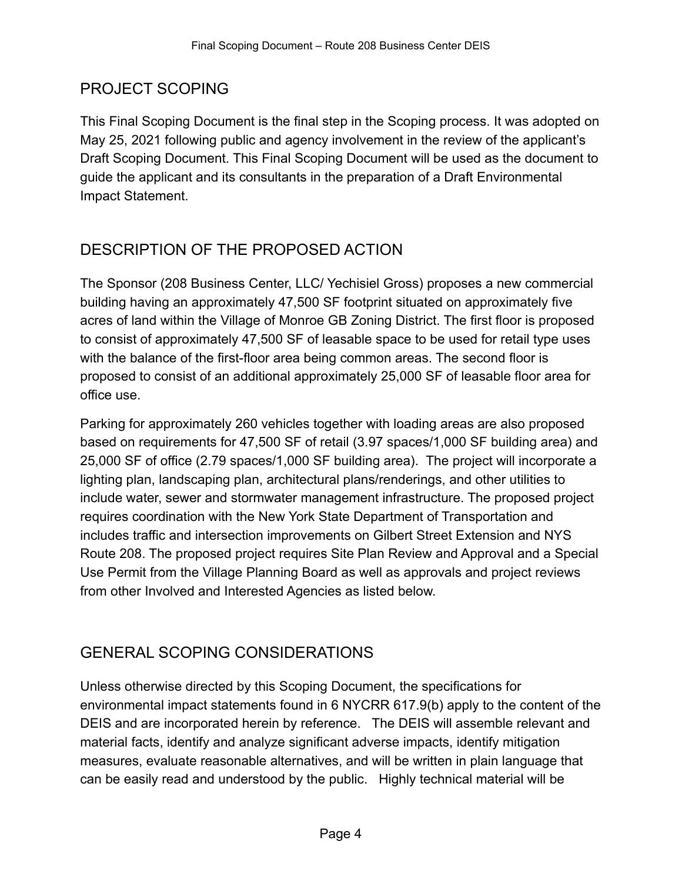## PROJECT SCOPING

This Final Scoping Document is the final step in the Scoping process. It was adopted on May 25, 2021 following public and agency involvement in the review of the applicant's Draft Scoping Document. This Final Scoping Document will be used as the document to guide the applicant and its consultants in the preparation of a Draft Environmental Impact Statement.

## DESCRIPTION OF THE PROPOSED ACTION

The Sponsor (208 Business Center, LLC/ Yechisiel Gross) proposes a new commercial building having an approximately 47,500 SF footprint situated on approximately five acres of land within the Village of Monroe GB Zoning District. The first floor is proposed to consist of approximately 47,500 SF of leasable space to be used for retail type uses with the balance of the first-floor area being common areas. The second floor is proposed to consist of an additional approximately 25,000 SF of leasable floor area for office use.

Parking for approximately 260 vehicles together with loading areas are also proposed based on requirements for 47,500 SF of retail (3.97 spaces/1,000 SF building area) and 25,000 SF of office (2.79 spaces/1,000 SF building area). The project will incorporate a lighting plan, landscaping plan, architectural plans/renderings, and other utilities to include water, sewer and stormwater management infrastructure. The proposed project requires coordination with the New York State Department of Transportation and includes traffic and intersection improvements on Gilbert Street Extension and NYS Route 208. The proposed project requires Site Plan Review and Approval and a Special Use Permit from the Village Planning Board as well as approvals and project reviews from other Involved and Interested Agencies as listed below.

## GENERAL SCOPING CONSIDERATIONS

Unless otherwise directed by this Scoping Document, the specifications for environmental impact statements found in 6 NYCRR 617.9(b) apply to the content of the DEIS and are incorporated herein by reference. The DEIS will assemble relevant and material facts, identify and analyze significant adverse impacts, identify mitigation measures, evaluate reasonable alternatives, and will be written in plain language that can be easily read and understood by the public. Highly technical material will be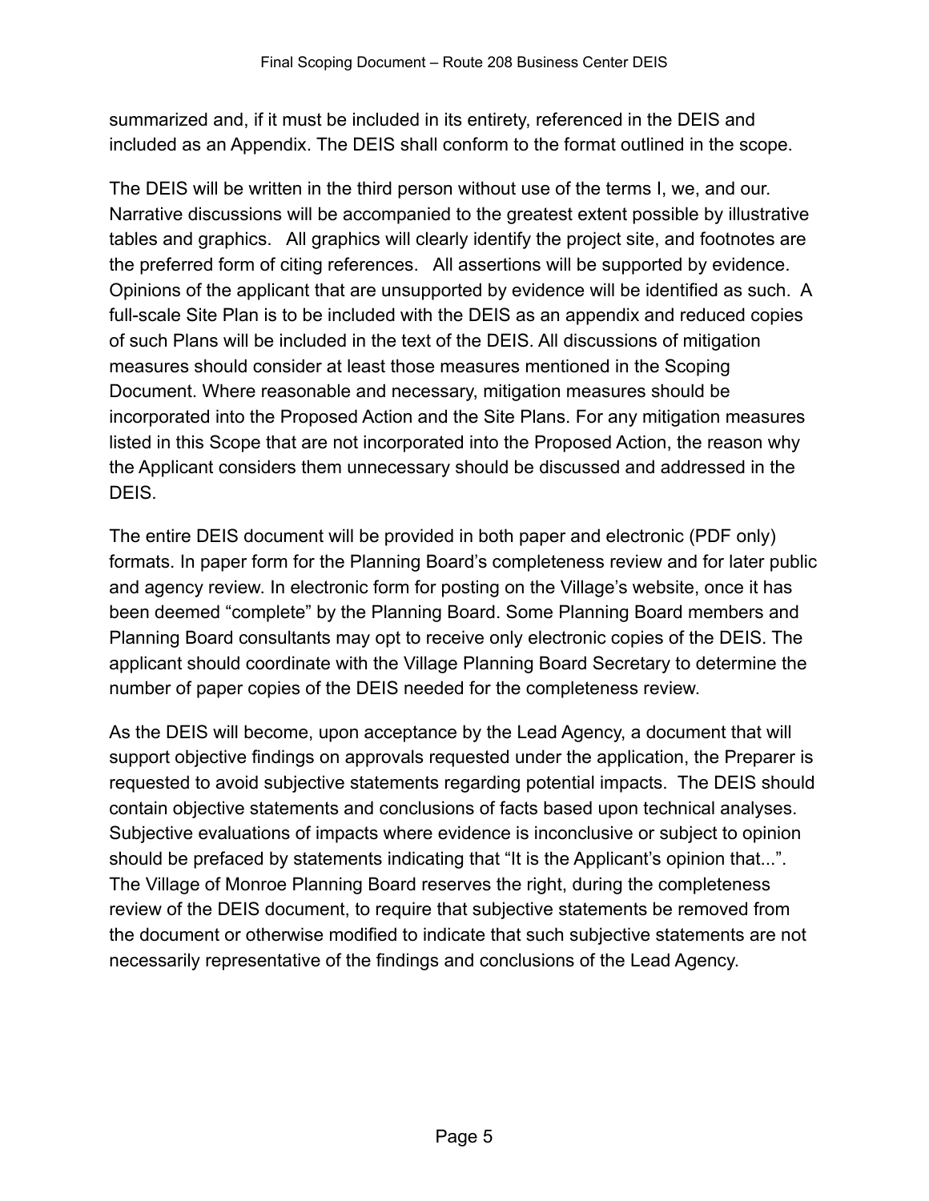summarized and, if it must be included in its entirety, referenced in the DEIS and included as an Appendix. The DEIS shall conform to the format outlined in the scope.

The DEIS will be written in the third person without use of the terms I, we, and our. Narrative discussions will be accompanied to the greatest extent possible by illustrative tables and graphics. All graphics will clearly identify the project site, and footnotes are the preferred form of citing references. All assertions will be supported by evidence. Opinions of the applicant that are unsupported by evidence will be identified as such. A full-scale Site Plan is to be included with the DEIS as an appendix and reduced copies of such Plans will be included in the text of the DEIS. All discussions of mitigation measures should consider at least those measures mentioned in the Scoping Document. Where reasonable and necessary, mitigation measures should be incorporated into the Proposed Action and the Site Plans. For any mitigation measures listed in this Scope that are not incorporated into the Proposed Action, the reason why the Applicant considers them unnecessary should be discussed and addressed in the DEIS.

The entire DEIS document will be provided in both paper and electronic (PDF only) formats. In paper form for the Planning Board's completeness review and for later public and agency review. In electronic form for posting on the Village's website, once it has been deemed "complete" by the Planning Board. Some Planning Board members and Planning Board consultants may opt to receive only electronic copies of the DEIS. The applicant should coordinate with the Village Planning Board Secretary to determine the number of paper copies of the DEIS needed for the completeness review.

As the DEIS will become, upon acceptance by the Lead Agency, a document that will support objective findings on approvals requested under the application, the Preparer is requested to avoid subjective statements regarding potential impacts. The DEIS should contain objective statements and conclusions of facts based upon technical analyses. Subjective evaluations of impacts where evidence is inconclusive or subject to opinion should be prefaced by statements indicating that "It is the Applicant's opinion that...". The Village of Monroe Planning Board reserves the right, during the completeness review of the DEIS document, to require that subjective statements be removed from the document or otherwise modified to indicate that such subjective statements are not necessarily representative of the findings and conclusions of the Lead Agency.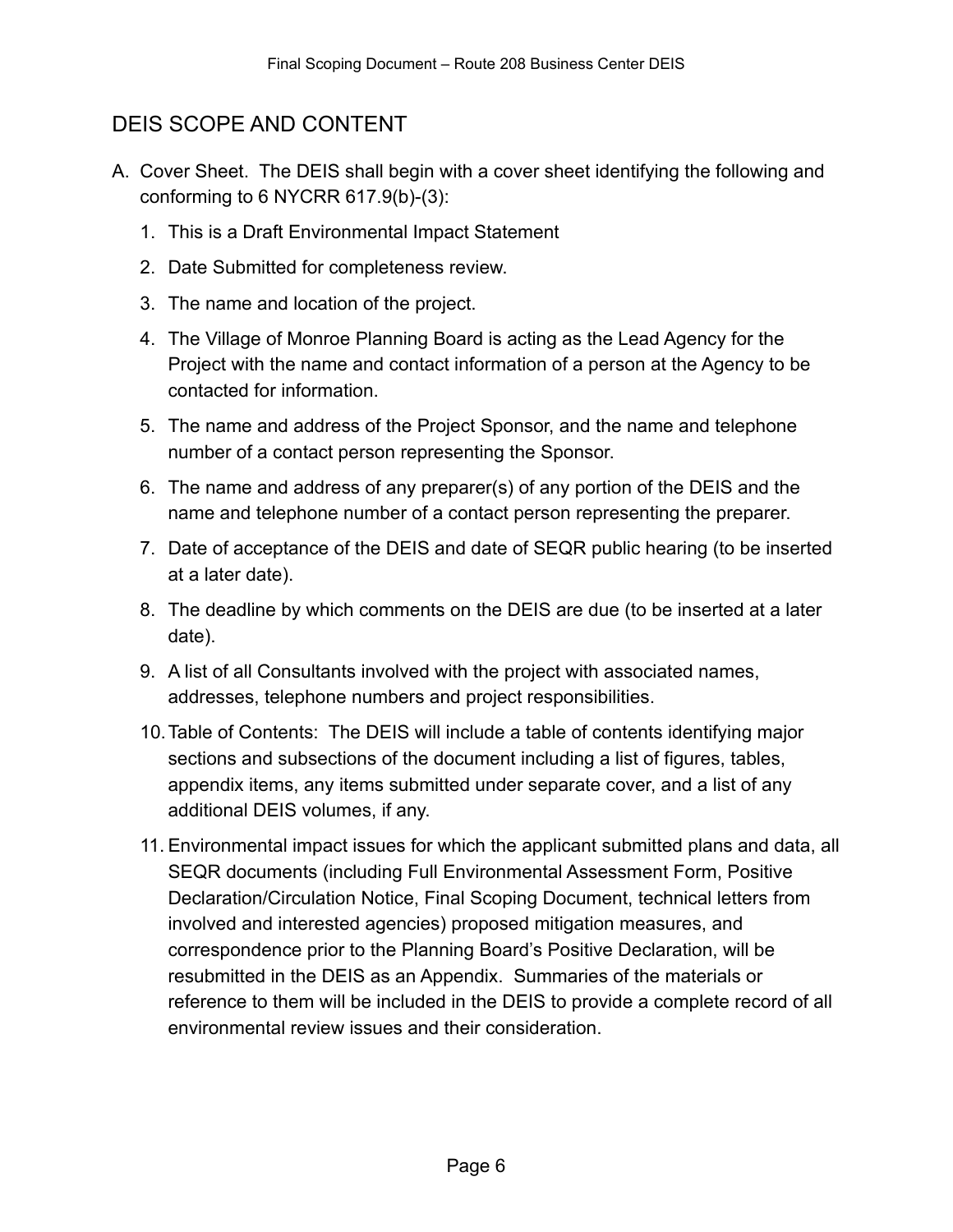## DEIS SCOPE AND CONTENT

A. Cover Sheet. The DEIS shall begin with a cover sheet identifying the following and conforming to 6 NYCRR 617.9(b)-(3):

   1. This is a Draft Environmental Impact Statement
   2. Date Submitted for completeness review.
   3. The name and location of the project.
   4. The Village of Monroe Planning Board is acting as the Lead Agency for the Project with the name and contact information of a person at the Agency to be contacted for information.
   5. The name and address of the Project Sponsor, and the name and telephone number of a contact person representing the Sponsor.
   6. The name and address of any preparer(s) of any portion of the DEIS and the name and telephone number of a contact person representing the preparer.
   7. Date of acceptance of the DEIS and date of SEQR public hearing (to be inserted at a later date).
   8. The deadline by which comments on the DEIS are due (to be inserted at a later date).
   9. A list of all Consultants involved with the project with associated names, addresses, telephone numbers and project responsibilities.
   10. Table of Contents: The DEIS will include a table of contents identifying major sections and subsections of the document including a list of figures, tables, appendix items, any items submitted under separate cover, and a list of any additional DEIS volumes, if any.
   11. Environmental impact issues for which the applicant submitted plans and data, all SEQR documents (including Full Environmental Assessment Form, Positive Declaration/Circulation Notice, Final Scoping Document, technical letters from involved and interested agencies) proposed mitigation measures, and correspondence prior to the Planning Board's Positive Declaration, will be resubmitted in the DEIS as an Appendix. Summaries of the materials or reference to them will be included in the DEIS to provide a complete record of all environmental review issues and their consideration.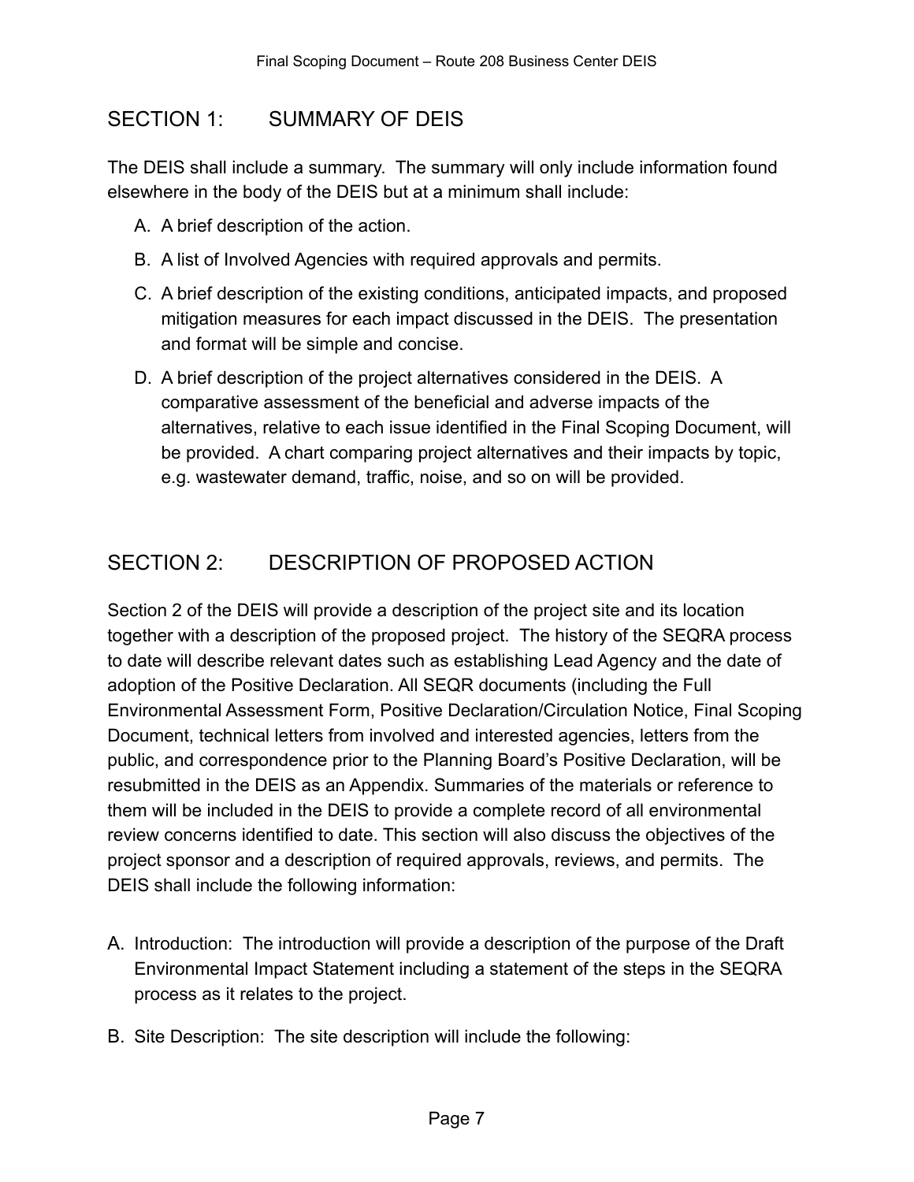## SECTION 1: SUMMARY OF DEIS

The DEIS shall include a summary. The summary will only include information found elsewhere in the body of the DEIS but at a minimum shall include:

A. A brief description of the action.

B. A list of Involved Agencies with required approvals and permits.

C. A brief description of the existing conditions, anticipated impacts, and proposed mitigation measures for each impact discussed in the DEIS. The presentation and format will be simple and concise.

D. A brief description of the project alternatives considered in the DEIS. A comparative assessment of the beneficial and adverse impacts of the alternatives, relative to each issue identified in the Final Scoping Document, will be provided. A chart comparing project alternatives and their impacts by topic, e.g. wastewater demand, traffic, noise, and so on will be provided.

## SECTION 2: DESCRIPTION OF PROPOSED ACTION

Section 2 of the DEIS will provide a description of the project site and its location together with a description of the proposed project. The history of the SEQRA process to date will describe relevant dates such as establishing Lead Agency and the date of adoption of the Positive Declaration. All SEQR documents (including the Full Environmental Assessment Form, Positive Declaration/Circulation Notice, Final Scoping Document, technical letters from involved and interested agencies, letters from the public, and correspondence prior to the Planning Board's Positive Declaration, will be resubmitted in the DEIS as an Appendix. Summaries of the materials or reference to them will be included in the DEIS to provide a complete record of all environmental review concerns identified to date. This section will also discuss the objectives of the project sponsor and a description of required approvals, reviews, and permits. The DEIS shall include the following information:

A. Introduction: The introduction will provide a description of the purpose of the Draft Environmental Impact Statement including a statement of the steps in the SEQRA process as it relates to the project.

B. Site Description: The site description will include the following: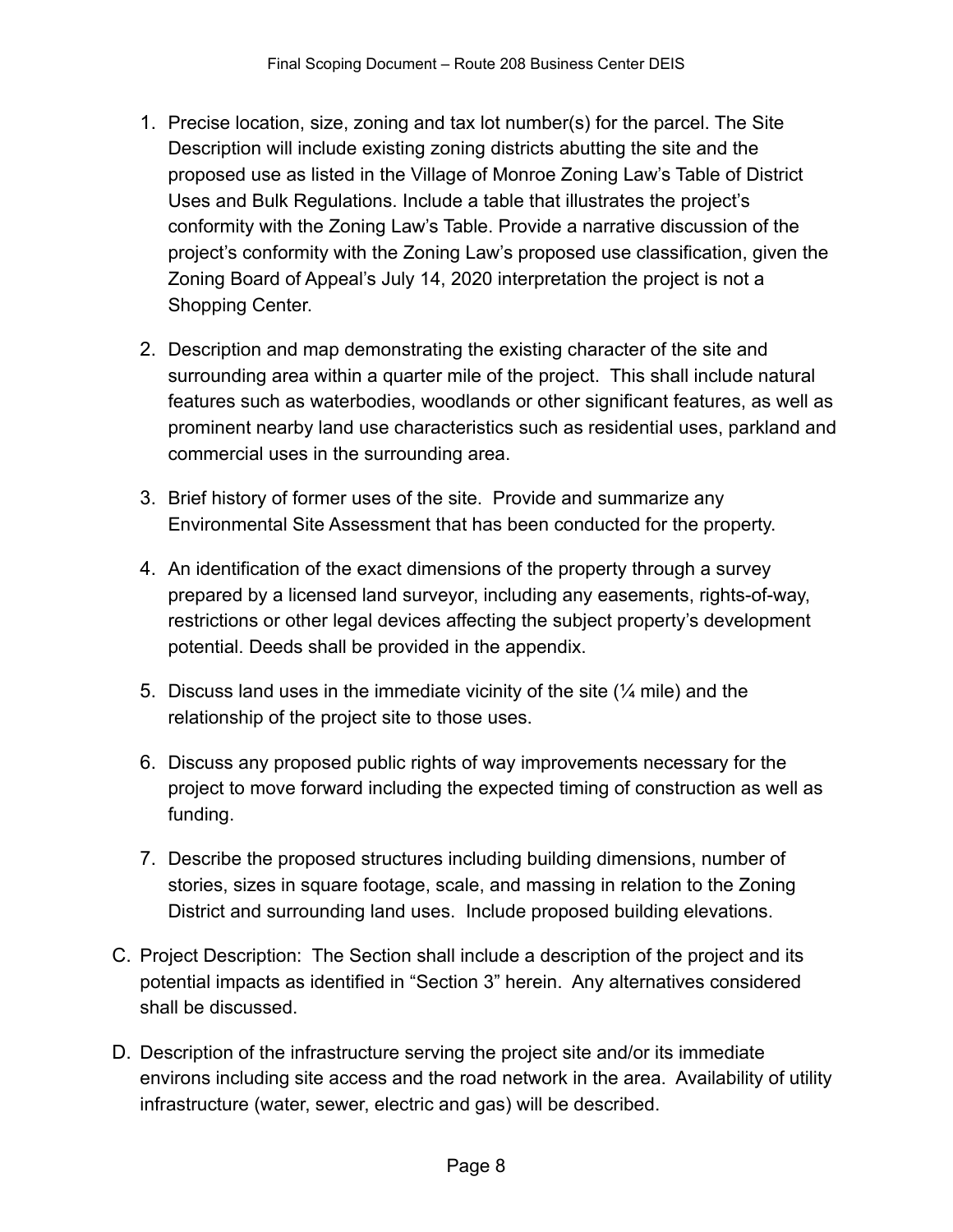1. Precise location, size, zoning and tax lot number(s) for the parcel. The Site Description will include existing zoning districts abutting the site and the proposed use as listed in the Village of Monroe Zoning Law's Table of District Uses and Bulk Regulations. Include a table that illustrates the project's conformity with the Zoning Law's Table. Provide a narrative discussion of the project's conformity with the Zoning Law's proposed use classification, given the Zoning Board of Appeal's July 14, 2020 interpretation the project is not a Shopping Center.

2. Description and map demonstrating the existing character of the site and surrounding area within a quarter mile of the project. This shall include natural features such as waterbodies, woodlands or other significant features, as well as prominent nearby land use characteristics such as residential uses, parkland and commercial uses in the surrounding area.

3. Brief history of former uses of the site. Provide and summarize any Environmental Site Assessment that has been conducted for the property.

4. An identification of the exact dimensions of the property through a survey prepared by a licensed land surveyor, including any easements, rights-of-way, restrictions or other legal devices affecting the subject property's development potential. Deeds shall be provided in the appendix.

5. Discuss land uses in the immediate vicinity of the site (¼ mile) and the relationship of the project site to those uses.

6. Discuss any proposed public rights of way improvements necessary for the project to move forward including the expected timing of construction as well as funding.

7. Describe the proposed structures including building dimensions, number of stories, sizes in square footage, scale, and massing in relation to the Zoning District and surrounding land uses. Include proposed building elevations.

C. Project Description: The Section shall include a description of the project and its potential impacts as identified in "Section 3" herein. Any alternatives considered shall be discussed.

D. Description of the infrastructure serving the project site and/or its immediate environs including site access and the road network in the area. Availability of utility infrastructure (water, sewer, electric and gas) will be described.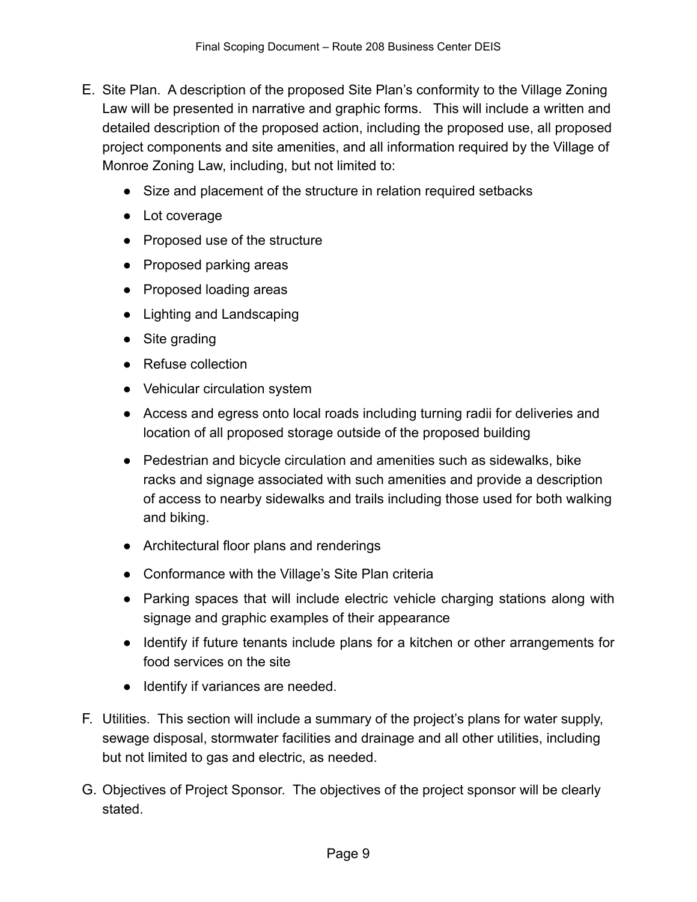E. Site Plan. A description of the proposed Site Plan's conformity to the Village Zoning Law will be presented in narrative and graphic forms. This will include a written and detailed description of the proposed action, including the proposed use, all proposed project components and site amenities, and all information required by the Village of Monroe Zoning Law, including, but not limited to:

   - Size and placement of the structure in relation required setbacks
   - Lot coverage
   - Proposed use of the structure
   - Proposed parking areas
   - Proposed loading areas
   - Lighting and Landscaping
   - Site grading
   - Refuse collection
   - Vehicular circulation system
   - Access and egress onto local roads including turning radii for deliveries and location of all proposed storage outside of the proposed building
   - Pedestrian and bicycle circulation and amenities such as sidewalks, bike racks and signage associated with such amenities and provide a description of access to nearby sidewalks and trails including those used for both walking and biking.
   - Architectural floor plans and renderings
   - Conformance with the Village's Site Plan criteria
   - Parking spaces that will include electric vehicle charging stations along with signage and graphic examples of their appearance
   - Identify if future tenants include plans for a kitchen or other arrangements for food services on the site
   - Identify if variances are needed.

F. Utilities. This section will include a summary of the project's plans for water supply, sewage disposal, stormwater facilities and drainage and all other utilities, including but not limited to gas and electric, as needed.

G. Objectives of Project Sponsor. The objectives of the project sponsor will be clearly stated.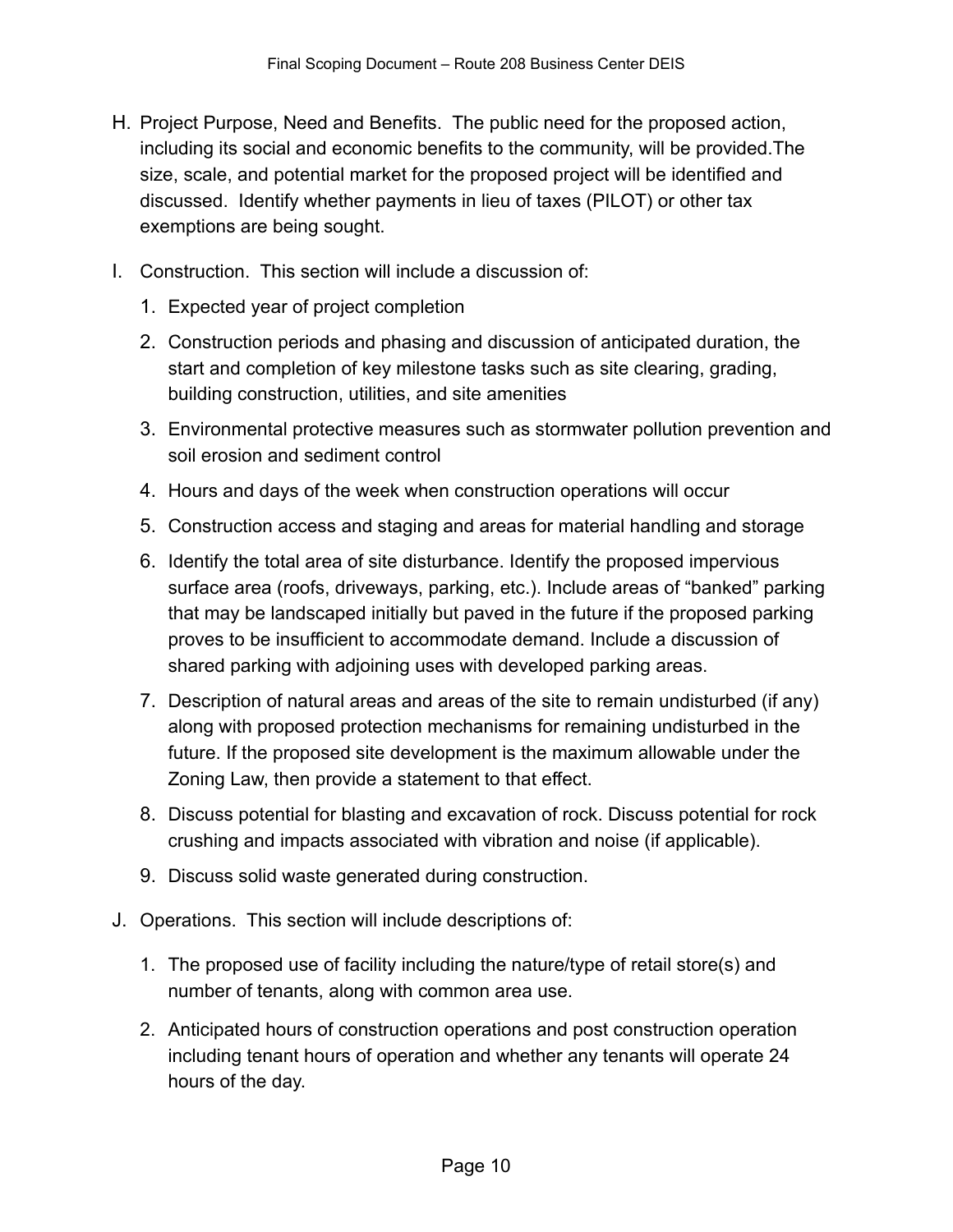H. Project Purpose, Need and Benefits. The public need for the proposed action, including its social and economic benefits to the community, will be provided.The size, scale, and potential market for the proposed project will be identified and discussed. Identify whether payments in lieu of taxes (PILOT) or other tax exemptions are being sought.

I. Construction. This section will include a discussion of:

   1. Expected year of project completion
   2. Construction periods and phasing and discussion of anticipated duration, the start and completion of key milestone tasks such as site clearing, grading, building construction, utilities, and site amenities
   3. Environmental protective measures such as stormwater pollution prevention and soil erosion and sediment control
   4. Hours and days of the week when construction operations will occur
   5. Construction access and staging and areas for material handling and storage
   6. Identify the total area of site disturbance. Identify the proposed impervious surface area (roofs, driveways, parking, etc.). Include areas of "banked" parking that may be landscaped initially but paved in the future if the proposed parking proves to be insufficient to accommodate demand. Include a discussion of shared parking with adjoining uses with developed parking areas.
   7. Description of natural areas and areas of the site to remain undisturbed (if any) along with proposed protection mechanisms for remaining undisturbed in the future. If the proposed site development is the maximum allowable under the Zoning Law, then provide a statement to that effect.
   8. Discuss potential for blasting and excavation of rock. Discuss potential for rock crushing and impacts associated with vibration and noise (if applicable).
   9. Discuss solid waste generated during construction.

J. Operations. This section will include descriptions of:

   1. The proposed use of facility including the nature/type of retail store(s) and number of tenants, along with common area use.
   2. Anticipated hours of construction operations and post construction operation including tenant hours of operation and whether any tenants will operate 24 hours of the day.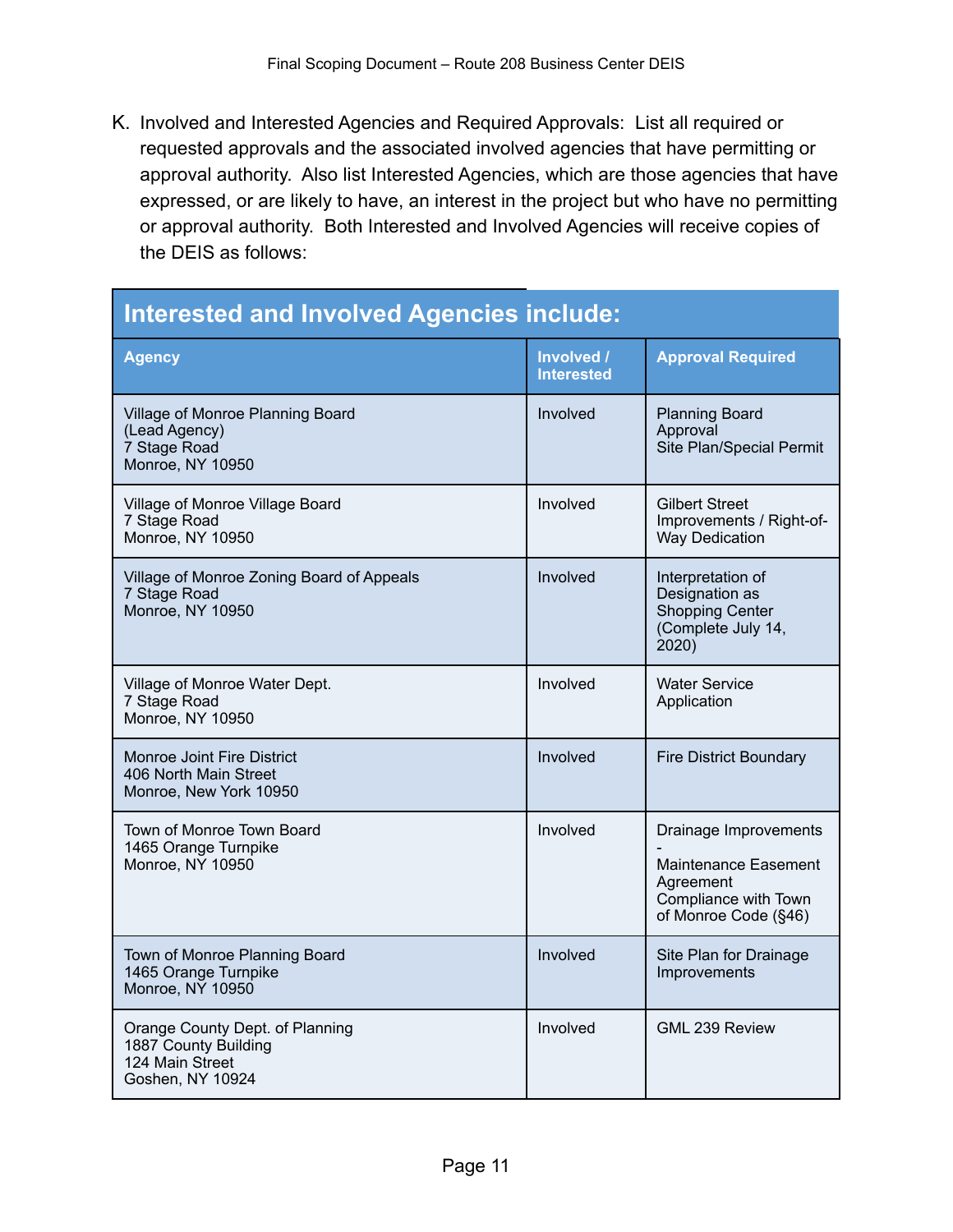K. Involved and Interested Agencies and Required Approvals: List all required or requested approvals and the associated involved agencies that have permitting or approval authority. Also list Interested Agencies, which are those agencies that have expressed, or are likely to have, an interest in the project but who have no permitting or approval authority. Both Interested and Involved Agencies will receive copies of the DEIS as follows:

**Interested and Involved Agencies include:**

| Agency | Involved / Interested | Approval Required |
|---|---|---|
| Village of Monroe Planning Board (Lead Agency) 7 Stage Road Monroe, NY 10950 | Involved | Planning Board Approval Site Plan/Special Permit |
| Village of Monroe Village Board 7 Stage Road Monroe, NY 10950 | Involved | Gilbert Street Improvements / Right-of-Way Dedication |
| Village of Monroe Zoning Board of Appeals 7 Stage Road Monroe, NY 10950 | Involved | Interpretation of Designation as Shopping Center (Complete July 14, 2020) |
| Village of Monroe Water Dept. 7 Stage Road Monroe, NY 10950 | Involved | Water Service Application |
| Monroe Joint Fire District 406 North Main Street Monroe, New York 10950 | Involved | Fire District Boundary |
| Town of Monroe Town Board 1465 Orange Turnpike Monroe, NY 10950 | Involved | Drainage Improvements - Maintenance Easement Agreement Compliance with Town of Monroe Code (§46) |
| Town of Monroe Planning Board 1465 Orange Turnpike Monroe, NY 10950 | Involved | Site Plan for Drainage Improvements |
| Orange County Dept. of Planning 1887 County Building 124 Main Street Goshen, NY 10924 | Involved | GML 239 Review |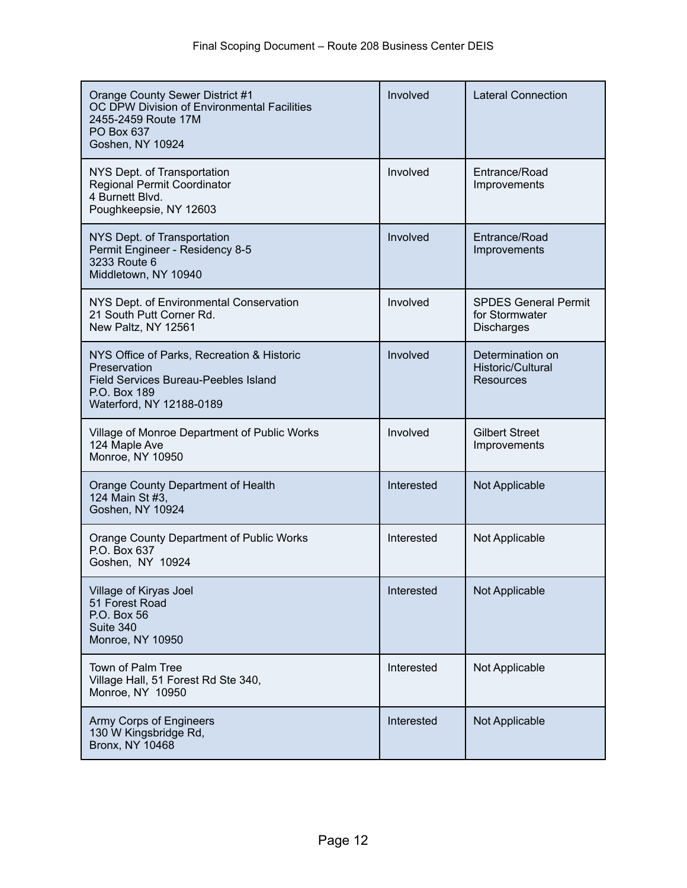| | | |
|---|---|---|
| Orange County Sewer District #1<br>OC DPW Division of Environmental Facilities<br>2455-2459 Route 17M<br>PO Box 637<br>Goshen, NY 10924 | Involved | Lateral Connection |
| NYS Dept. of Transportation<br>Regional Permit Coordinator<br>4 Burnett Blvd.<br>Poughkeepsie, NY 12603 | Involved | Entrance/Road Improvements |
| NYS Dept. of Transportation<br>Permit Engineer - Residency 8-5<br>3233 Route 6<br>Middletown, NY 10940 | Involved | Entrance/Road Improvements |
| NYS Dept. of Environmental Conservation<br>21 South Putt Corner Rd.<br>New Paltz, NY 12561 | Involved | SPDES General Permit for Stormwater Discharges |
| NYS Office of Parks, Recreation & Historic Preservation<br>Field Services Bureau-Peebles Island<br>P.O. Box 189<br>Waterford, NY 12188-0189 | Involved | Determination on Historic/Cultural Resources |
| Village of Monroe Department of Public Works<br>124 Maple Ave<br>Monroe, NY 10950 | Involved | Gilbert Street Improvements |
| Orange County Department of Health<br>124 Main St #3,<br>Goshen, NY 10924 | Interested | Not Applicable |
| Orange County Department of Public Works<br>P.O. Box 637<br>Goshen, NY 10924 | Interested | Not Applicable |
| Village of Kiryas Joel<br>51 Forest Road<br>P.O. Box 56<br>Suite 340<br>Monroe, NY 10950 | Interested | Not Applicable |
| Town of Palm Tree<br>Village Hall, 51 Forest Rd Ste 340,<br>Monroe, NY 10950 | Interested | Not Applicable |
| Army Corps of Engineers<br>130 W Kingsbridge Rd,<br>Bronx, NY 10468 | Interested | Not Applicable |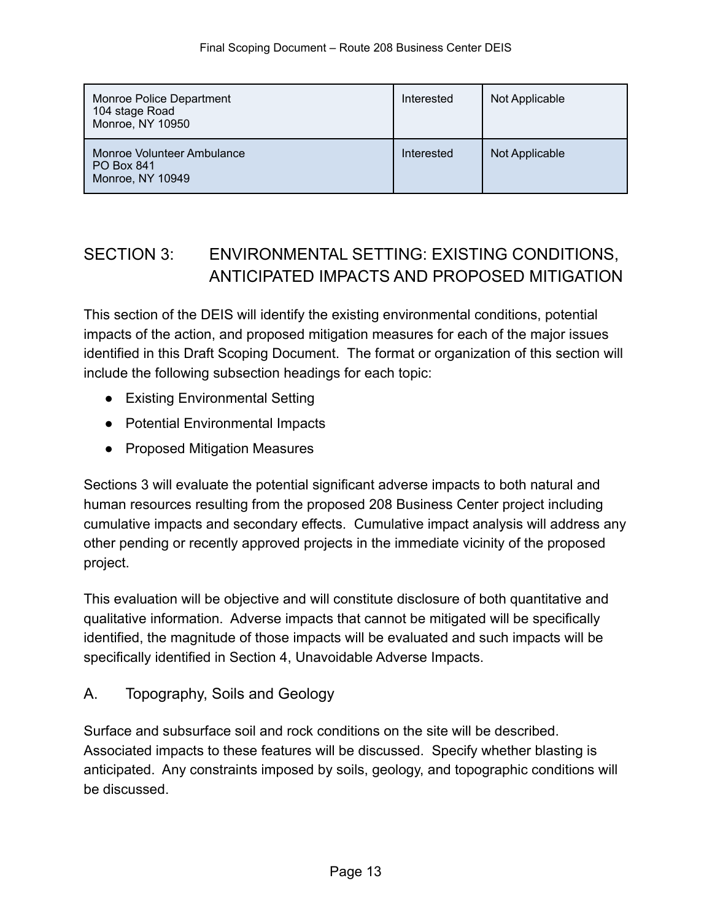| Monroe Police Department<br>104 stage Road<br>Monroe, NY 10950 | Interested | Not Applicable |
|---|---|---|
| Monroe Volunteer Ambulance<br>PO Box 841<br>Monroe, NY 10949 | Interested | Not Applicable |

## SECTION 3: ENVIRONMENTAL SETTING: EXISTING CONDITIONS, ANTICIPATED IMPACTS AND PROPOSED MITIGATION

This section of the DEIS will identify the existing environmental conditions, potential impacts of the action, and proposed mitigation measures for each of the major issues identified in this Draft Scoping Document. The format or organization of this section will include the following subsection headings for each topic:

- Existing Environmental Setting
- Potential Environmental Impacts
- Proposed Mitigation Measures

Sections 3 will evaluate the potential significant adverse impacts to both natural and human resources resulting from the proposed 208 Business Center project including cumulative impacts and secondary effects. Cumulative impact analysis will address any other pending or recently approved projects in the immediate vicinity of the proposed project.

This evaluation will be objective and will constitute disclosure of both quantitative and qualitative information. Adverse impacts that cannot be mitigated will be specifically identified, the magnitude of those impacts will be evaluated and such impacts will be specifically identified in Section 4, Unavoidable Adverse Impacts.

### A. Topography, Soils and Geology

Surface and subsurface soil and rock conditions on the site will be described. Associated impacts to these features will be discussed. Specify whether blasting is anticipated. Any constraints imposed by soils, geology, and topographic conditions will be discussed.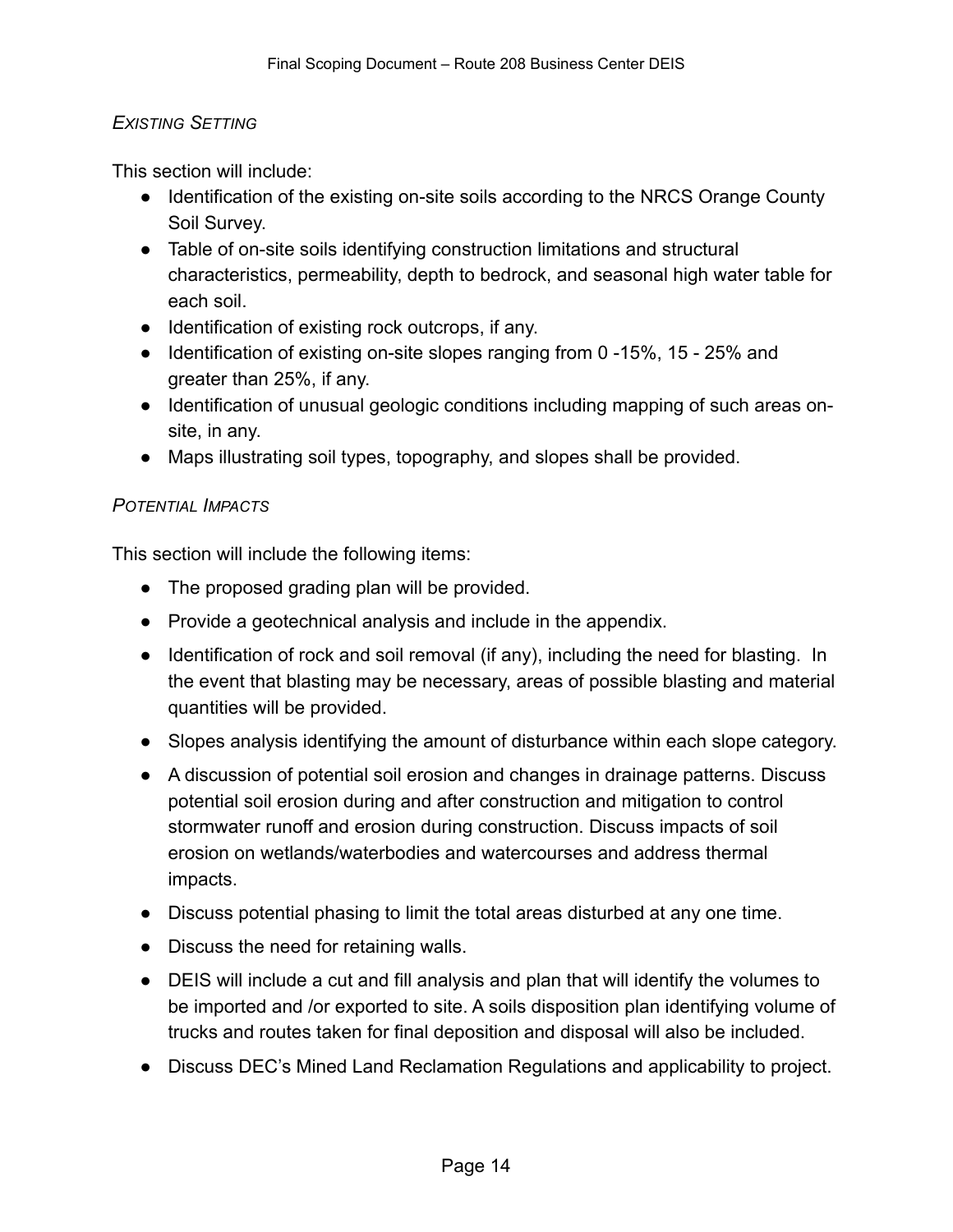*EXISTING SETTING*

This section will include:

- Identification of the existing on-site soils according to the NRCS Orange County Soil Survey.
- Table of on-site soils identifying construction limitations and structural characteristics, permeability, depth to bedrock, and seasonal high water table for each soil.
- Identification of existing rock outcrops, if any.
- Identification of existing on-site slopes ranging from 0 -15%, 15 - 25% and greater than 25%, if any.
- Identification of unusual geologic conditions including mapping of such areas on-site, in any.
- Maps illustrating soil types, topography, and slopes shall be provided.

*POTENTIAL IMPACTS*

This section will include the following items:

- The proposed grading plan will be provided.
- Provide a geotechnical analysis and include in the appendix.
- Identification of rock and soil removal (if any), including the need for blasting. In the event that blasting may be necessary, areas of possible blasting and material quantities will be provided.
- Slopes analysis identifying the amount of disturbance within each slope category.
- A discussion of potential soil erosion and changes in drainage patterns. Discuss potential soil erosion during and after construction and mitigation to control stormwater runoff and erosion during construction. Discuss impacts of soil erosion on wetlands/waterbodies and watercourses and address thermal impacts.
- Discuss potential phasing to limit the total areas disturbed at any one time.
- Discuss the need for retaining walls.
- DEIS will include a cut and fill analysis and plan that will identify the volumes to be imported and /or exported to site. A soils disposition plan identifying volume of trucks and routes taken for final deposition and disposal will also be included.
- Discuss DEC's Mined Land Reclamation Regulations and applicability to project.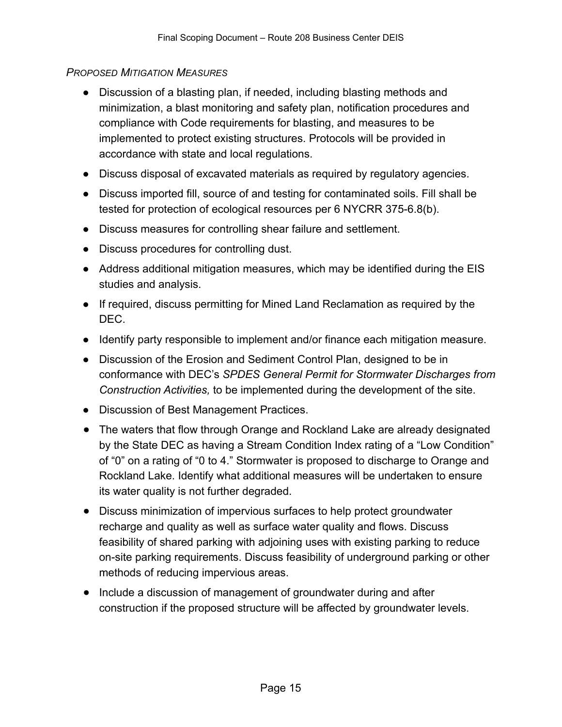*PROPOSED MITIGATION MEASURES*

- Discussion of a blasting plan, if needed, including blasting methods and minimization, a blast monitoring and safety plan, notification procedures and compliance with Code requirements for blasting, and measures to be implemented to protect existing structures. Protocols will be provided in accordance with state and local regulations.
- Discuss disposal of excavated materials as required by regulatory agencies.
- Discuss imported fill, source of and testing for contaminated soils. Fill shall be tested for protection of ecological resources per 6 NYCRR 375-6.8(b).
- Discuss measures for controlling shear failure and settlement.
- Discuss procedures for controlling dust.
- Address additional mitigation measures, which may be identified during the EIS studies and analysis.
- If required, discuss permitting for Mined Land Reclamation as required by the DEC.
- Identify party responsible to implement and/or finance each mitigation measure.
- Discussion of the Erosion and Sediment Control Plan, designed to be in conformance with DEC's *SPDES General Permit for Stormwater Discharges from Construction Activities,* to be implemented during the development of the site.
- Discussion of Best Management Practices.
- The waters that flow through Orange and Rockland Lake are already designated by the State DEC as having a Stream Condition Index rating of a "Low Condition" of "0" on a rating of "0 to 4." Stormwater is proposed to discharge to Orange and Rockland Lake. Identify what additional measures will be undertaken to ensure its water quality is not further degraded.
- Discuss minimization of impervious surfaces to help protect groundwater recharge and quality as well as surface water quality and flows. Discuss feasibility of shared parking with adjoining uses with existing parking to reduce on-site parking requirements. Discuss feasibility of underground parking or other methods of reducing impervious areas.
- Include a discussion of management of groundwater during and after construction if the proposed structure will be affected by groundwater levels.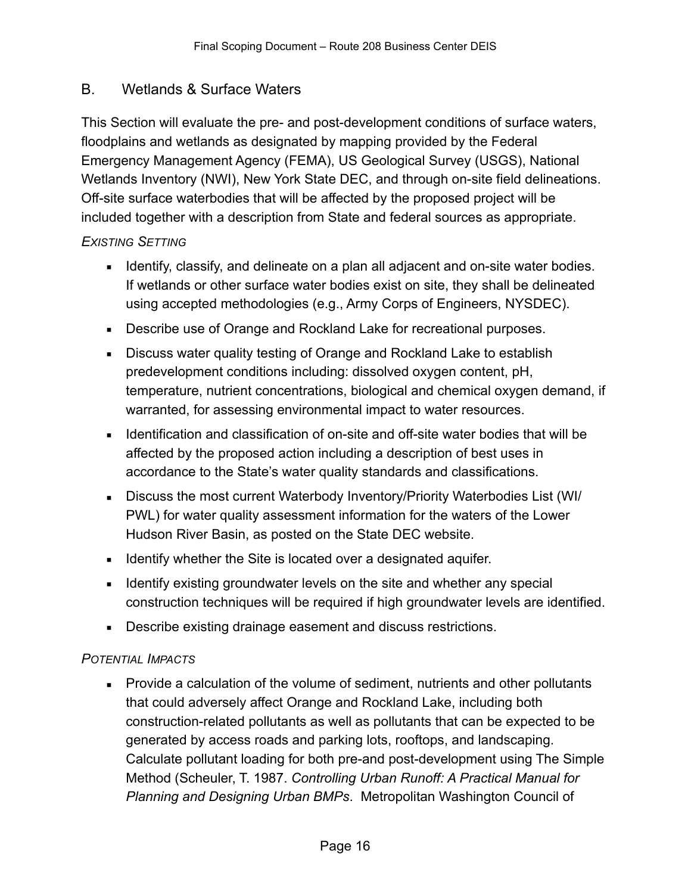## B. Wetlands & Surface Waters

This Section will evaluate the pre- and post-development conditions of surface waters, floodplains and wetlands as designated by mapping provided by the Federal Emergency Management Agency (FEMA), US Geological Survey (USGS), National Wetlands Inventory (NWI), New York State DEC, and through on-site field delineations. Off-site surface waterbodies that will be affected by the proposed project will be included together with a description from State and federal sources as appropriate.

*Existing Setting*

- Identify, classify, and delineate on a plan all adjacent and on-site water bodies. If wetlands or other surface water bodies exist on site, they shall be delineated using accepted methodologies (e.g., Army Corps of Engineers, NYSDEC).
- Describe use of Orange and Rockland Lake for recreational purposes.
- Discuss water quality testing of Orange and Rockland Lake to establish predevelopment conditions including: dissolved oxygen content, pH, temperature, nutrient concentrations, biological and chemical oxygen demand, if warranted, for assessing environmental impact to water resources.
- Identification and classification of on-site and off-site water bodies that will be affected by the proposed action including a description of best uses in accordance to the State's water quality standards and classifications.
- Discuss the most current Waterbody Inventory/Priority Waterbodies List (WI/PWL) for water quality assessment information for the waters of the Lower Hudson River Basin, as posted on the State DEC website.
- Identify whether the Site is located over a designated aquifer.
- Identify existing groundwater levels on the site and whether any special construction techniques will be required if high groundwater levels are identified.
- Describe existing drainage easement and discuss restrictions.

*Potential Impacts*

- Provide a calculation of the volume of sediment, nutrients and other pollutants that could adversely affect Orange and Rockland Lake, including both construction-related pollutants as well as pollutants that can be expected to be generated by access roads and parking lots, rooftops, and landscaping. Calculate pollutant loading for both pre-and post-development using The Simple Method (Scheuler, T. 1987. *Controlling Urban Runoff: A Practical Manual for Planning and Designing Urban BMPs*. Metropolitan Washington Council of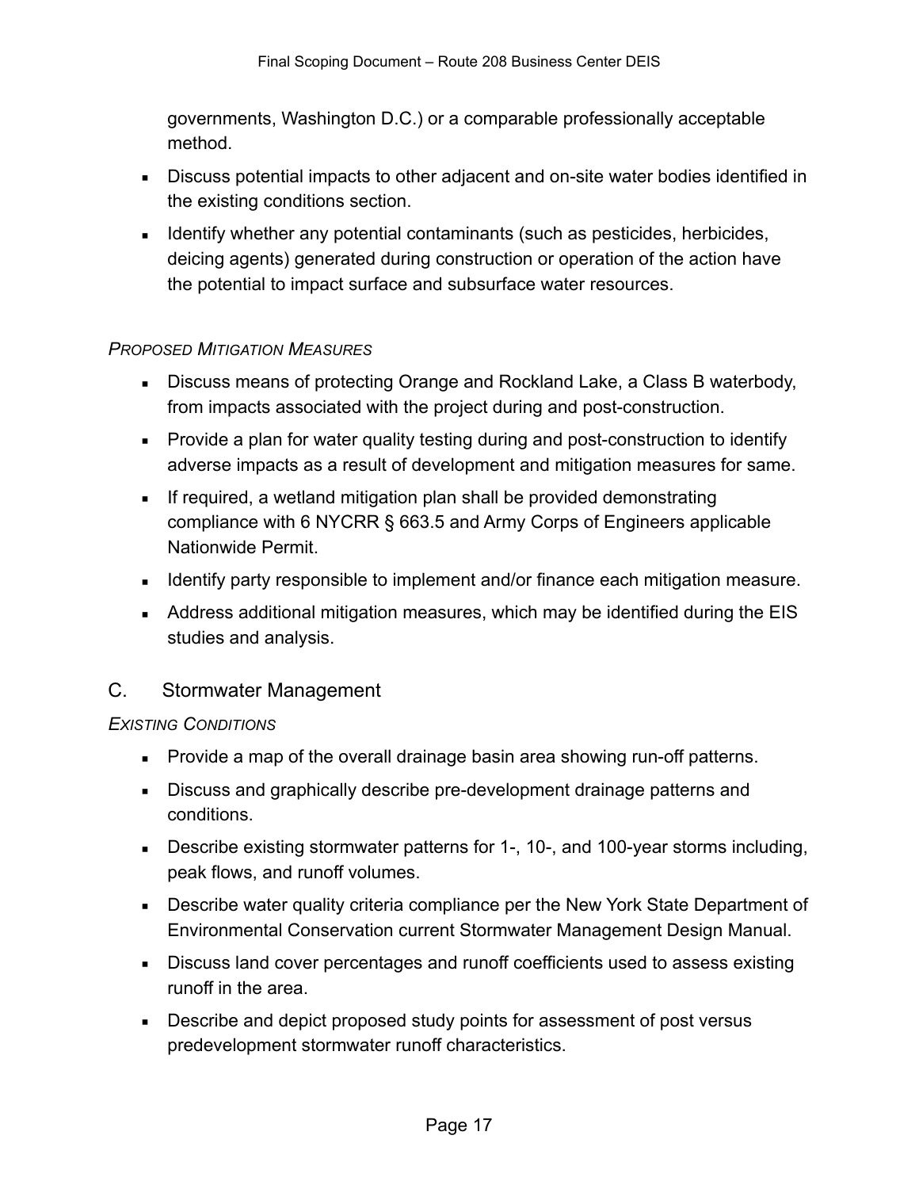governments, Washington D.C.) or a comparable professionally acceptable method.

- Discuss potential impacts to other adjacent and on-site water bodies identified in the existing conditions section.
- Identify whether any potential contaminants (such as pesticides, herbicides, deicing agents) generated during construction or operation of the action have the potential to impact surface and subsurface water resources.

*PROPOSED MITIGATION MEASURES*

- Discuss means of protecting Orange and Rockland Lake, a Class B waterbody, from impacts associated with the project during and post-construction.
- Provide a plan for water quality testing during and post-construction to identify adverse impacts as a result of development and mitigation measures for same.
- If required, a wetland mitigation plan shall be provided demonstrating compliance with 6 NYCRR § 663.5 and Army Corps of Engineers applicable Nationwide Permit.
- Identify party responsible to implement and/or finance each mitigation measure.
- Address additional mitigation measures, which may be identified during the EIS studies and analysis.

## C. Stormwater Management

*EXISTING CONDITIONS*

- Provide a map of the overall drainage basin area showing run-off patterns.
- Discuss and graphically describe pre-development drainage patterns and conditions.
- Describe existing stormwater patterns for 1-, 10-, and 100-year storms including, peak flows, and runoff volumes.
- Describe water quality criteria compliance per the New York State Department of Environmental Conservation current Stormwater Management Design Manual.
- Discuss land cover percentages and runoff coefficients used to assess existing runoff in the area.
- Describe and depict proposed study points for assessment of post versus predevelopment stormwater runoff characteristics.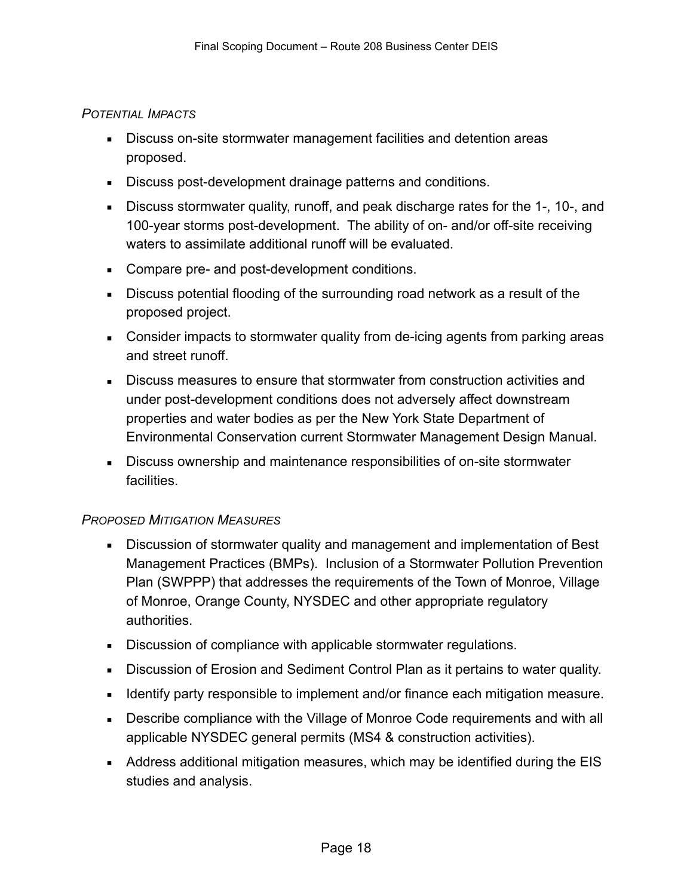*POTENTIAL IMPACTS*

- Discuss on-site stormwater management facilities and detention areas proposed.
- Discuss post-development drainage patterns and conditions.
- Discuss stormwater quality, runoff, and peak discharge rates for the 1-, 10-, and 100-year storms post-development. The ability of on- and/or off-site receiving waters to assimilate additional runoff will be evaluated.
- Compare pre- and post-development conditions.
- Discuss potential flooding of the surrounding road network as a result of the proposed project.
- Consider impacts to stormwater quality from de-icing agents from parking areas and street runoff.
- Discuss measures to ensure that stormwater from construction activities and under post-development conditions does not adversely affect downstream properties and water bodies as per the New York State Department of Environmental Conservation current Stormwater Management Design Manual.
- Discuss ownership and maintenance responsibilities of on-site stormwater facilities.

*PROPOSED MITIGATION MEASURES*

- Discussion of stormwater quality and management and implementation of Best Management Practices (BMPs). Inclusion of a Stormwater Pollution Prevention Plan (SWPPP) that addresses the requirements of the Town of Monroe, Village of Monroe, Orange County, NYSDEC and other appropriate regulatory authorities.
- Discussion of compliance with applicable stormwater regulations.
- Discussion of Erosion and Sediment Control Plan as it pertains to water quality.
- Identify party responsible to implement and/or finance each mitigation measure.
- Describe compliance with the Village of Monroe Code requirements and with all applicable NYSDEC general permits (MS4 & construction activities).
- Address additional mitigation measures, which may be identified during the EIS studies and analysis.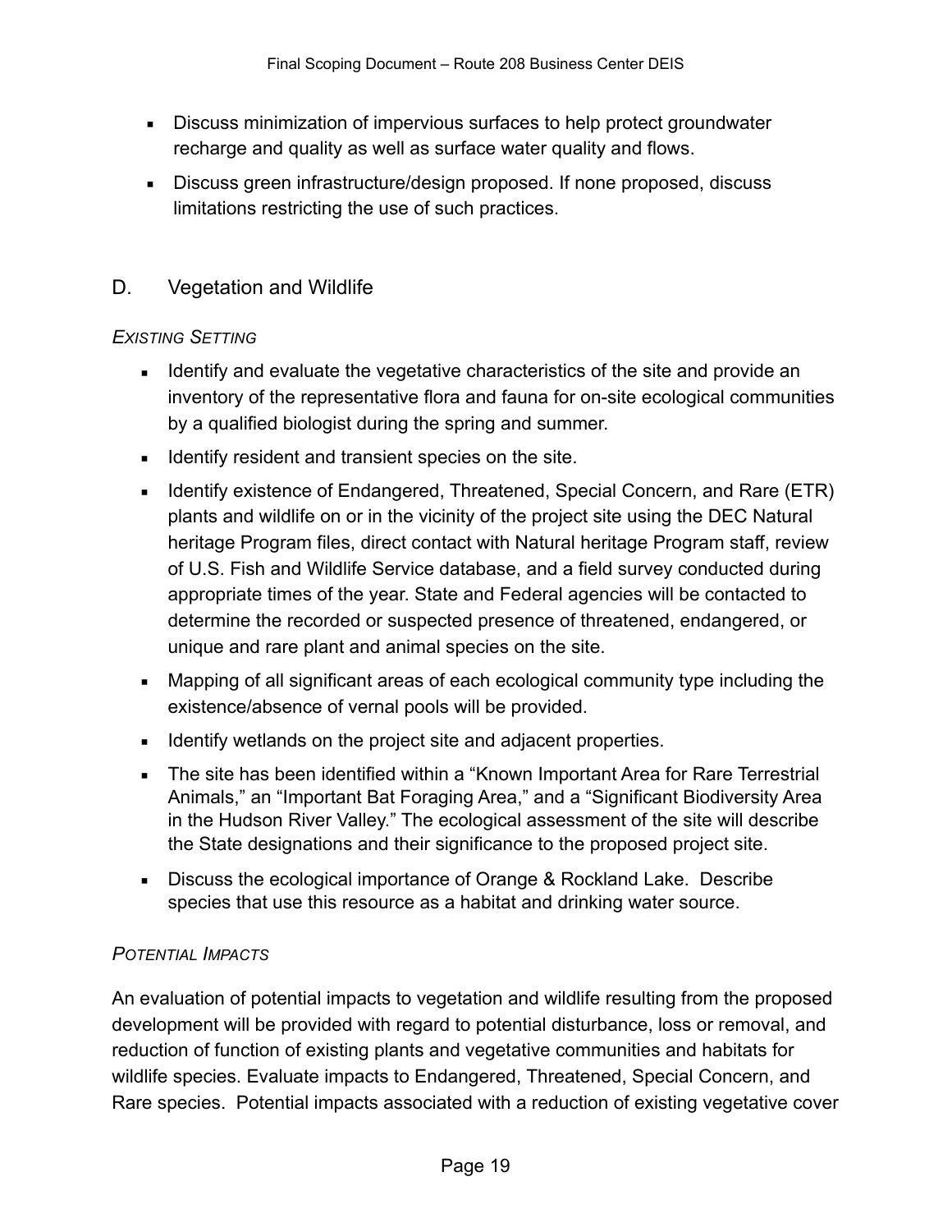- Discuss minimization of impervious surfaces to help protect groundwater recharge and quality as well as surface water quality and flows.
- Discuss green infrastructure/design proposed. If none proposed, discuss limitations restricting the use of such practices.

## D. Vegetation and Wildlife

*EXISTING SETTING*

- Identify and evaluate the vegetative characteristics of the site and provide an inventory of the representative flora and fauna for on-site ecological communities by a qualified biologist during the spring and summer.
- Identify resident and transient species on the site.
- Identify existence of Endangered, Threatened, Special Concern, and Rare (ETR) plants and wildlife on or in the vicinity of the project site using the DEC Natural heritage Program files, direct contact with Natural heritage Program staff, review of U.S. Fish and Wildlife Service database, and a field survey conducted during appropriate times of the year. State and Federal agencies will be contacted to determine the recorded or suspected presence of threatened, endangered, or unique and rare plant and animal species on the site.
- Mapping of all significant areas of each ecological community type including the existence/absence of vernal pools will be provided.
- Identify wetlands on the project site and adjacent properties.
- The site has been identified within a "Known Important Area for Rare Terrestrial Animals," an "Important Bat Foraging Area," and a "Significant Biodiversity Area in the Hudson River Valley." The ecological assessment of the site will describe the State designations and their significance to the proposed project site.
- Discuss the ecological importance of Orange & Rockland Lake. Describe species that use this resource as a habitat and drinking water source.

*POTENTIAL IMPACTS*

An evaluation of potential impacts to vegetation and wildlife resulting from the proposed development will be provided with regard to potential disturbance, loss or removal, and reduction of function of existing plants and vegetative communities and habitats for wildlife species. Evaluate impacts to Endangered, Threatened, Special Concern, and Rare species. Potential impacts associated with a reduction of existing vegetative cover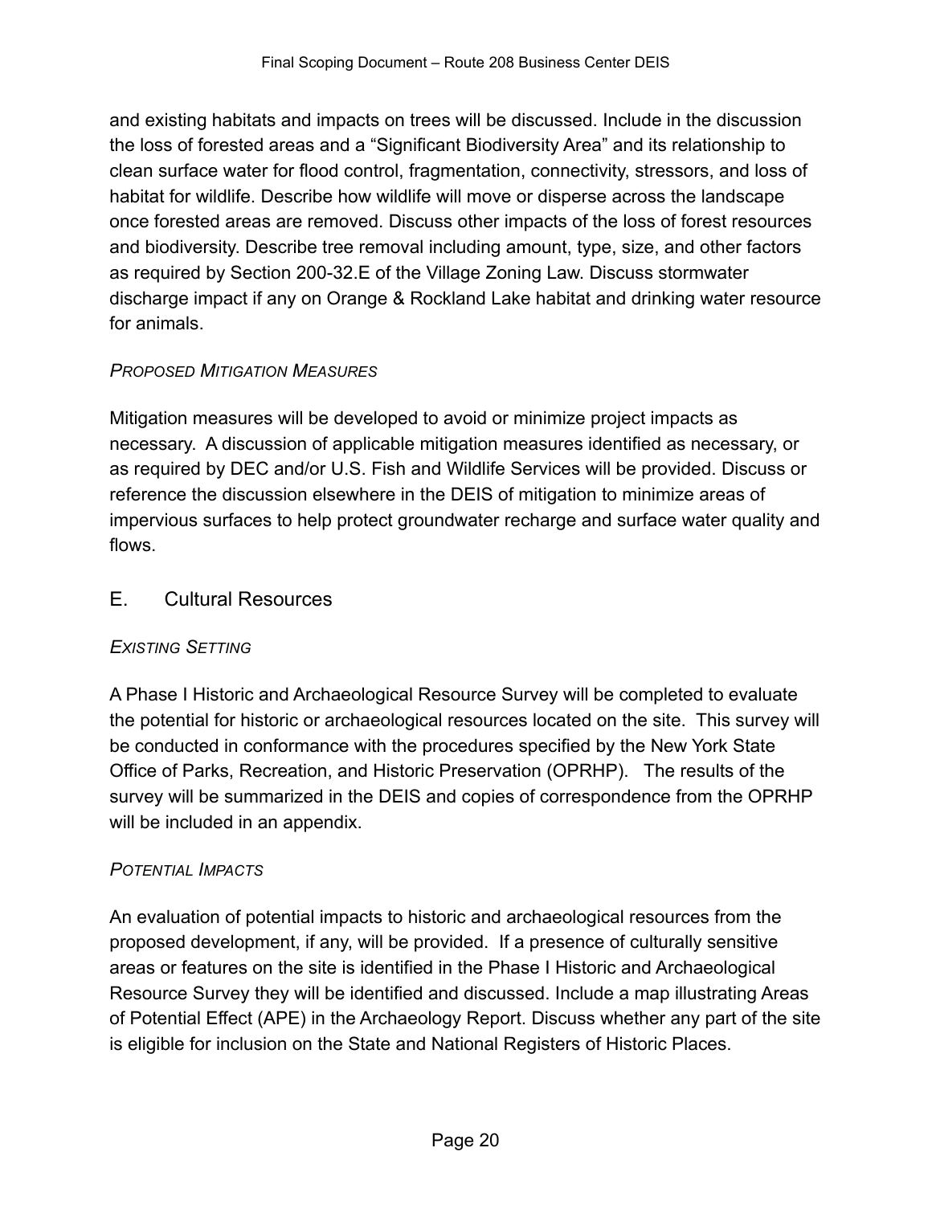and existing habitats and impacts on trees will be discussed. Include in the discussion the loss of forested areas and a "Significant Biodiversity Area" and its relationship to clean surface water for flood control, fragmentation, connectivity, stressors, and loss of habitat for wildlife. Describe how wildlife will move or disperse across the landscape once forested areas are removed. Discuss other impacts of the loss of forest resources and biodiversity. Describe tree removal including amount, type, size, and other factors as required by Section 200-32.E of the Village Zoning Law. Discuss stormwater discharge impact if any on Orange & Rockland Lake habitat and drinking water resource for animals.

*PROPOSED MITIGATION MEASURES*

Mitigation measures will be developed to avoid or minimize project impacts as necessary. A discussion of applicable mitigation measures identified as necessary, or as required by DEC and/or U.S. Fish and Wildlife Services will be provided. Discuss or reference the discussion elsewhere in the DEIS of mitigation to minimize areas of impervious surfaces to help protect groundwater recharge and surface water quality and flows.

## E. Cultural Resources

*EXISTING SETTING*

A Phase I Historic and Archaeological Resource Survey will be completed to evaluate the potential for historic or archaeological resources located on the site. This survey will be conducted in conformance with the procedures specified by the New York State Office of Parks, Recreation, and Historic Preservation (OPRHP). The results of the survey will be summarized in the DEIS and copies of correspondence from the OPRHP will be included in an appendix.

*POTENTIAL IMPACTS*

An evaluation of potential impacts to historic and archaeological resources from the proposed development, if any, will be provided. If a presence of culturally sensitive areas or features on the site is identified in the Phase I Historic and Archaeological Resource Survey they will be identified and discussed. Include a map illustrating Areas of Potential Effect (APE) in the Archaeology Report. Discuss whether any part of the site is eligible for inclusion on the State and National Registers of Historic Places.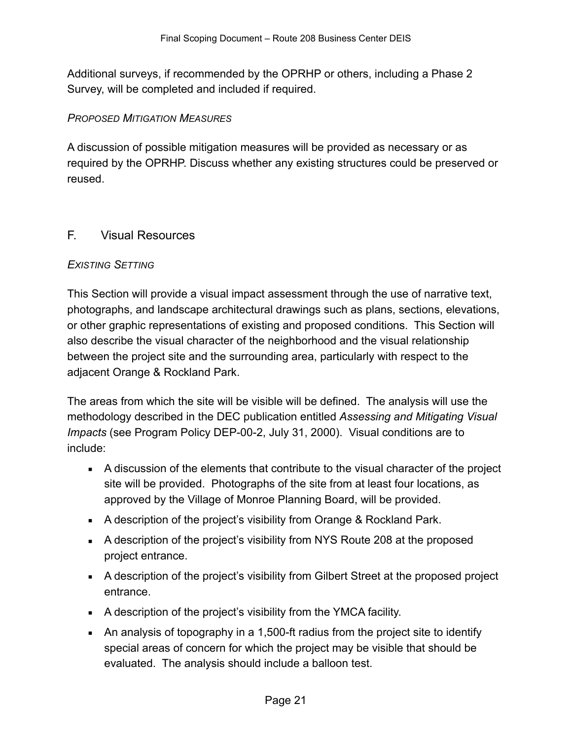Additional surveys, if recommended by the OPRHP or others, including a Phase 2 Survey, will be completed and included if required.

*PROPOSED MITIGATION MEASURES*

A discussion of possible mitigation measures will be provided as necessary or as required by the OPRHP. Discuss whether any existing structures could be preserved or reused.

## F. Visual Resources

*EXISTING SETTING*

This Section will provide a visual impact assessment through the use of narrative text, photographs, and landscape architectural drawings such as plans, sections, elevations, or other graphic representations of existing and proposed conditions. This Section will also describe the visual character of the neighborhood and the visual relationship between the project site and the surrounding area, particularly with respect to the adjacent Orange & Rockland Park.

The areas from which the site will be visible will be defined. The analysis will use the methodology described in the DEC publication entitled *Assessing and Mitigating Visual Impacts* (see Program Policy DEP-00-2, July 31, 2000). Visual conditions are to include:

- A discussion of the elements that contribute to the visual character of the project site will be provided. Photographs of the site from at least four locations, as approved by the Village of Monroe Planning Board, will be provided.
- A description of the project's visibility from Orange & Rockland Park.
- A description of the project's visibility from NYS Route 208 at the proposed project entrance.
- A description of the project's visibility from Gilbert Street at the proposed project entrance.
- A description of the project's visibility from the YMCA facility.
- An analysis of topography in a 1,500-ft radius from the project site to identify special areas of concern for which the project may be visible that should be evaluated. The analysis should include a balloon test.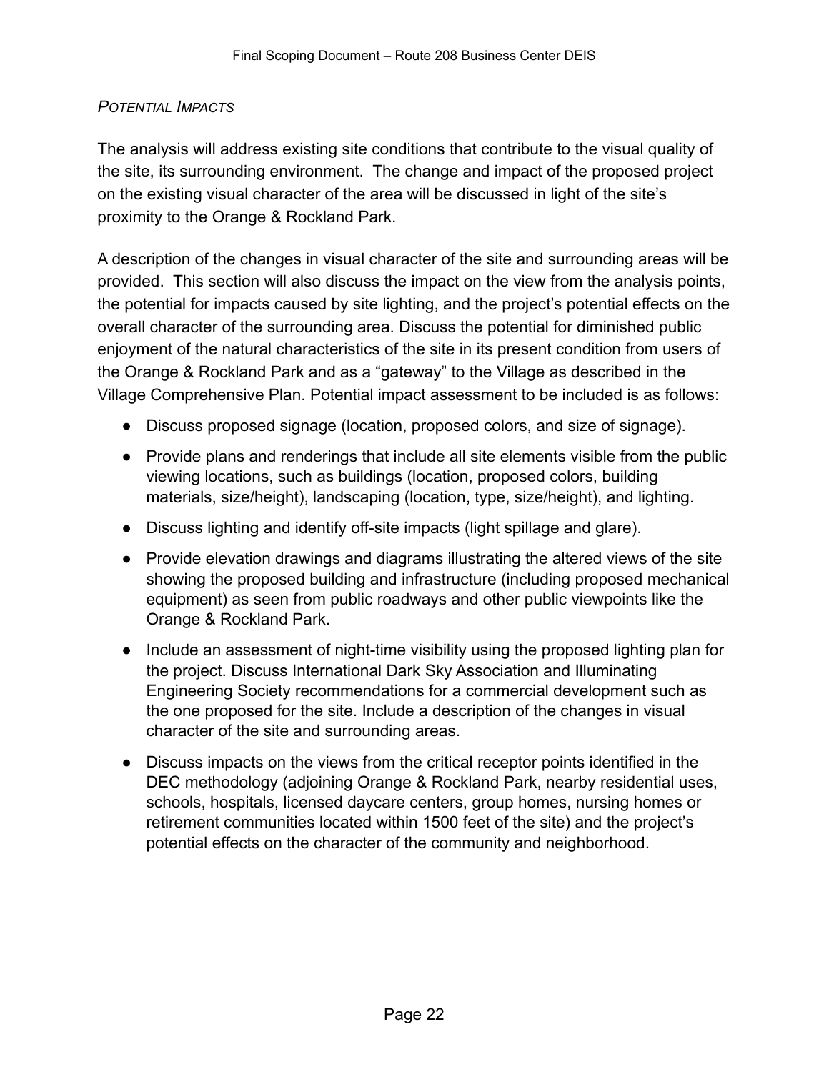*POTENTIAL IMPACTS*

The analysis will address existing site conditions that contribute to the visual quality of the site, its surrounding environment. The change and impact of the proposed project on the existing visual character of the area will be discussed in light of the site's proximity to the Orange & Rockland Park.

A description of the changes in visual character of the site and surrounding areas will be provided. This section will also discuss the impact on the view from the analysis points, the potential for impacts caused by site lighting, and the project's potential effects on the overall character of the surrounding area. Discuss the potential for diminished public enjoyment of the natural characteristics of the site in its present condition from users of the Orange & Rockland Park and as a "gateway" to the Village as described in the Village Comprehensive Plan. Potential impact assessment to be included is as follows:

- Discuss proposed signage (location, proposed colors, and size of signage).
- Provide plans and renderings that include all site elements visible from the public viewing locations, such as buildings (location, proposed colors, building materials, size/height), landscaping (location, type, size/height), and lighting.
- Discuss lighting and identify off-site impacts (light spillage and glare).
- Provide elevation drawings and diagrams illustrating the altered views of the site showing the proposed building and infrastructure (including proposed mechanical equipment) as seen from public roadways and other public viewpoints like the Orange & Rockland Park.
- Include an assessment of night-time visibility using the proposed lighting plan for the project. Discuss International Dark Sky Association and Illuminating Engineering Society recommendations for a commercial development such as the one proposed for the site. Include a description of the changes in visual character of the site and surrounding areas.
- Discuss impacts on the views from the critical receptor points identified in the DEC methodology (adjoining Orange & Rockland Park, nearby residential uses, schools, hospitals, licensed daycare centers, group homes, nursing homes or retirement communities located within 1500 feet of the site) and the project's potential effects on the character of the community and neighborhood.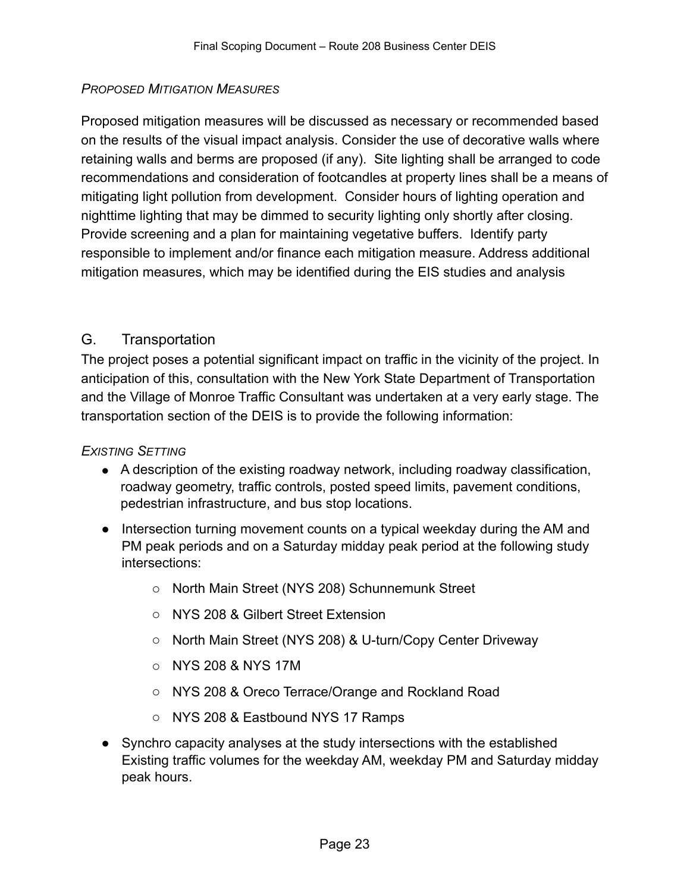*PROPOSED MITIGATION MEASURES*

Proposed mitigation measures will be discussed as necessary or recommended based on the results of the visual impact analysis. Consider the use of decorative walls where retaining walls and berms are proposed (if any). Site lighting shall be arranged to code recommendations and consideration of footcandles at property lines shall be a means of mitigating light pollution from development. Consider hours of lighting operation and nighttime lighting that may be dimmed to security lighting only shortly after closing. Provide screening and a plan for maintaining vegetative buffers. Identify party responsible to implement and/or finance each mitigation measure. Address additional mitigation measures, which may be identified during the EIS studies and analysis

## G. Transportation

The project poses a potential significant impact on traffic in the vicinity of the project. In anticipation of this, consultation with the New York State Department of Transportation and the Village of Monroe Traffic Consultant was undertaken at a very early stage. The transportation section of the DEIS is to provide the following information:

*EXISTING SETTING*

- A description of the existing roadway network, including roadway classification, roadway geometry, traffic controls, posted speed limits, pavement conditions, pedestrian infrastructure, and bus stop locations.
- Intersection turning movement counts on a typical weekday during the AM and PM peak periods and on a Saturday midday peak period at the following study intersections:
    - North Main Street (NYS 208) Schunnemunk Street
    - NYS 208 & Gilbert Street Extension
    - North Main Street (NYS 208) & U-turn/Copy Center Driveway
    - NYS 208 & NYS 17M
    - NYS 208 & Oreco Terrace/Orange and Rockland Road
    - NYS 208 & Eastbound NYS 17 Ramps
- Synchro capacity analyses at the study intersections with the established Existing traffic volumes for the weekday AM, weekday PM and Saturday midday peak hours.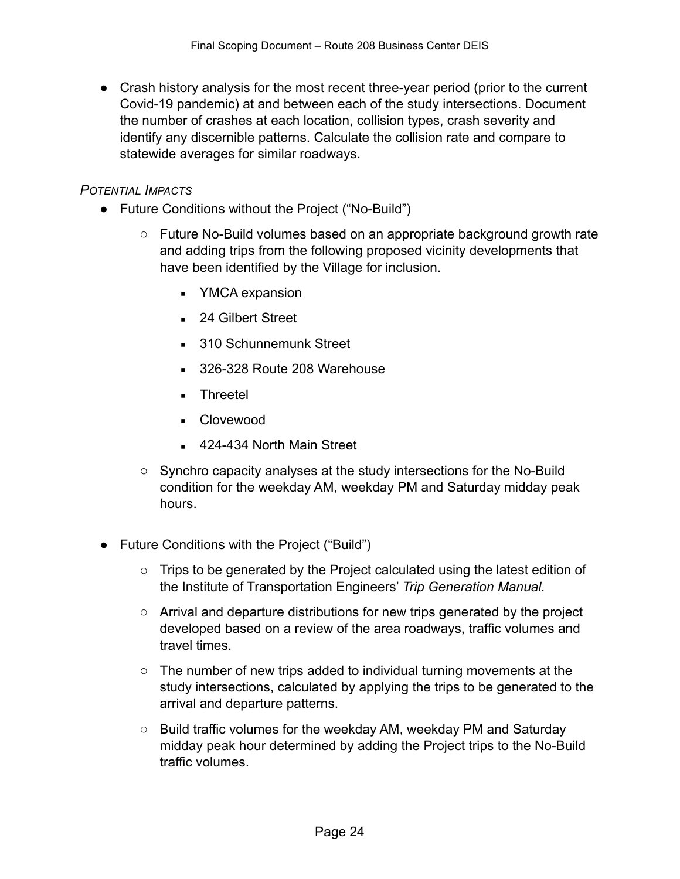- Crash history analysis for the most recent three-year period (prior to the current Covid-19 pandemic) at and between each of the study intersections. Document the number of crashes at each location, collision types, crash severity and identify any discernible patterns. Calculate the collision rate and compare to statewide averages for similar roadways.

*POTENTIAL IMPACTS*

- Future Conditions without the Project ("No-Build")
  - Future No-Build volumes based on an appropriate background growth rate and adding trips from the following proposed vicinity developments that have been identified by the Village for inclusion.
    - YMCA expansion
    - 24 Gilbert Street
    - 310 Schunnemunk Street
    - 326-328 Route 208 Warehouse
    - Threetel
    - Clovewood
    - 424-434 North Main Street
  - Synchro capacity analyses at the study intersections for the No-Build condition for the weekday AM, weekday PM and Saturday midday peak hours.

- Future Conditions with the Project ("Build")
  - Trips to be generated by the Project calculated using the latest edition of the Institute of Transportation Engineers' *Trip Generation Manual.*
  - Arrival and departure distributions for new trips generated by the project developed based on a review of the area roadways, traffic volumes and travel times.
  - The number of new trips added to individual turning movements at the study intersections, calculated by applying the trips to be generated to the arrival and departure patterns.
  - Build traffic volumes for the weekday AM, weekday PM and Saturday midday peak hour determined by adding the Project trips to the No-Build traffic volumes.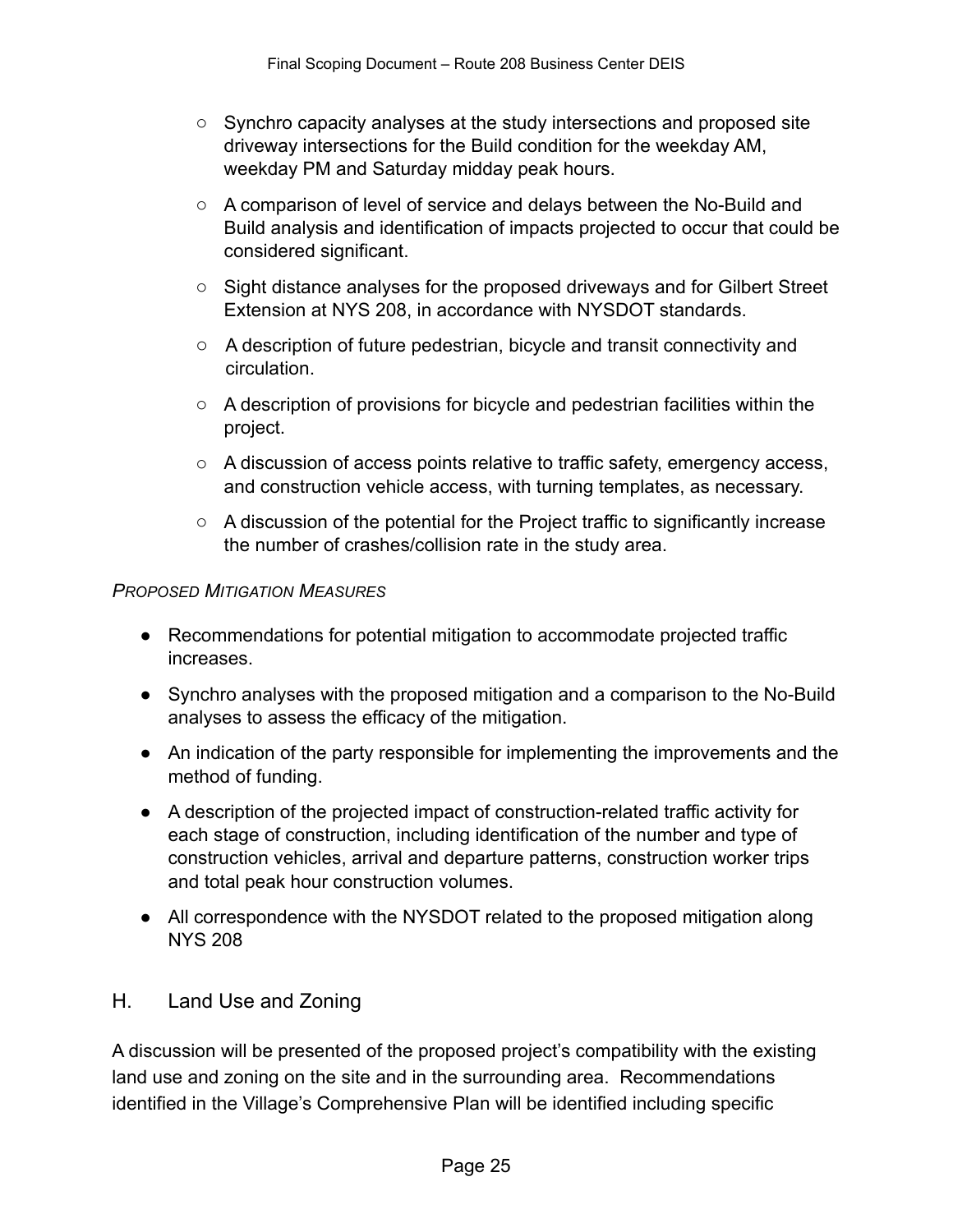- Synchro capacity analyses at the study intersections and proposed site driveway intersections for the Build condition for the weekday AM, weekday PM and Saturday midday peak hours.
- A comparison of level of service and delays between the No-Build and Build analysis and identification of impacts projected to occur that could be considered significant.
- Sight distance analyses for the proposed driveways and for Gilbert Street Extension at NYS 208, in accordance with NYSDOT standards.
- A description of future pedestrian, bicycle and transit connectivity and circulation.
- A description of provisions for bicycle and pedestrian facilities within the project.
- A discussion of access points relative to traffic safety, emergency access, and construction vehicle access, with turning templates, as necessary.
- A discussion of the potential for the Project traffic to significantly increase the number of crashes/collision rate in the study area.

*PROPOSED MITIGATION MEASURES*

- Recommendations for potential mitigation to accommodate projected traffic increases.
- Synchro analyses with the proposed mitigation and a comparison to the No-Build analyses to assess the efficacy of the mitigation.
- An indication of the party responsible for implementing the improvements and the method of funding.
- A description of the projected impact of construction-related traffic activity for each stage of construction, including identification of the number and type of construction vehicles, arrival and departure patterns, construction worker trips and total peak hour construction volumes.
- All correspondence with the NYSDOT related to the proposed mitigation along NYS 208

## H. Land Use and Zoning

A discussion will be presented of the proposed project's compatibility with the existing land use and zoning on the site and in the surrounding area. Recommendations identified in the Village's Comprehensive Plan will be identified including specific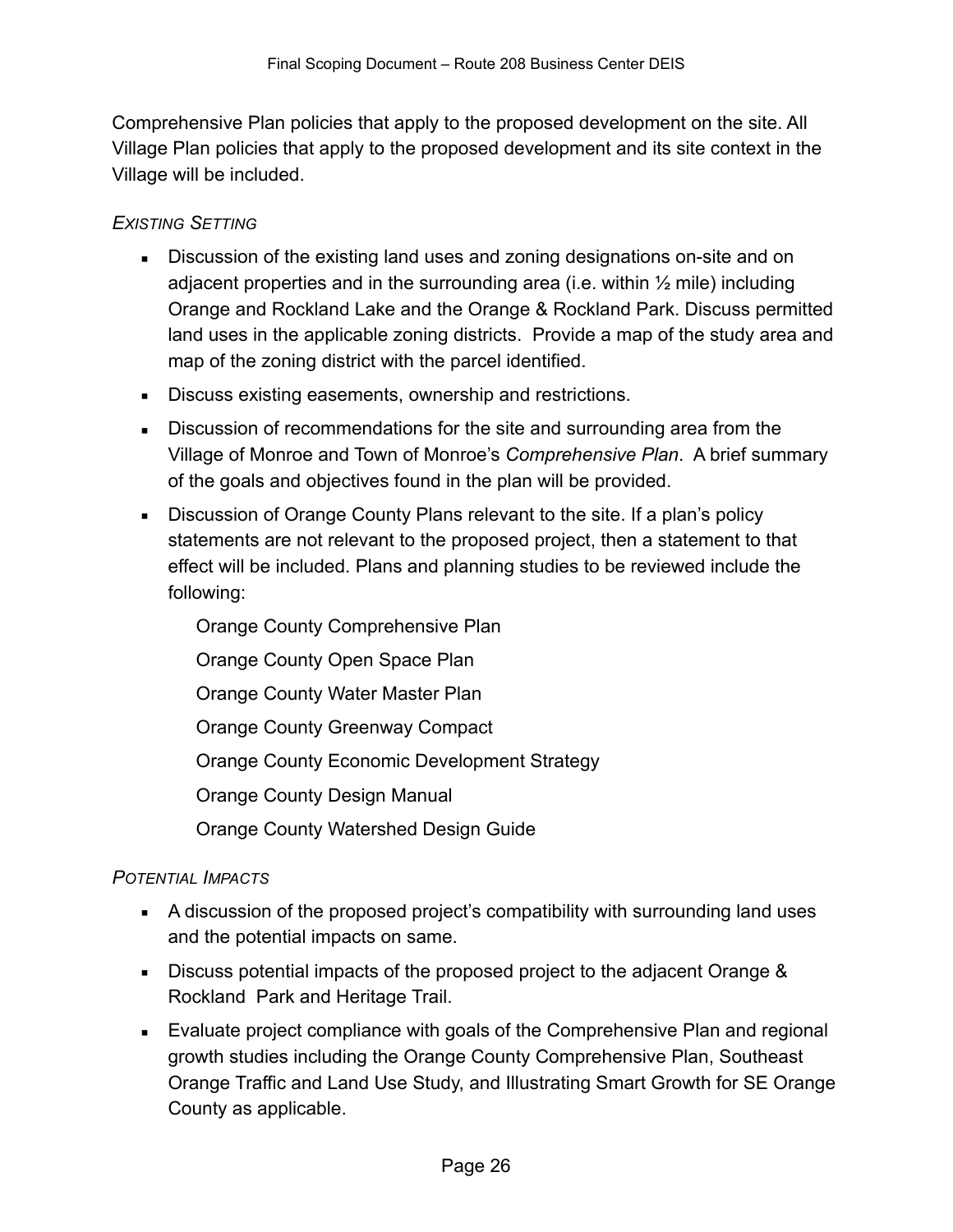Comprehensive Plan policies that apply to the proposed development on the site. All Village Plan policies that apply to the proposed development and its site context in the Village will be included.

*EXISTING SETTING*

- Discussion of the existing land uses and zoning designations on-site and on adjacent properties and in the surrounding area (i.e. within ½ mile) including Orange and Rockland Lake and the Orange & Rockland Park. Discuss permitted land uses in the applicable zoning districts. Provide a map of the study area and map of the zoning district with the parcel identified.
- Discuss existing easements, ownership and restrictions.
- Discussion of recommendations for the site and surrounding area from the Village of Monroe and Town of Monroe's *Comprehensive Plan*. A brief summary of the goals and objectives found in the plan will be provided.
- Discussion of Orange County Plans relevant to the site. If a plan's policy statements are not relevant to the proposed project, then a statement to that effect will be included. Plans and planning studies to be reviewed include the following:

    Orange County Comprehensive Plan

    Orange County Open Space Plan

    Orange County Water Master Plan

    Orange County Greenway Compact

    Orange County Economic Development Strategy

    Orange County Design Manual

    Orange County Watershed Design Guide

*POTENTIAL IMPACTS*

- A discussion of the proposed project's compatibility with surrounding land uses and the potential impacts on same.
- Discuss potential impacts of the proposed project to the adjacent Orange & Rockland Park and Heritage Trail.
- Evaluate project compliance with goals of the Comprehensive Plan and regional growth studies including the Orange County Comprehensive Plan, Southeast Orange Traffic and Land Use Study, and Illustrating Smart Growth for SE Orange County as applicable.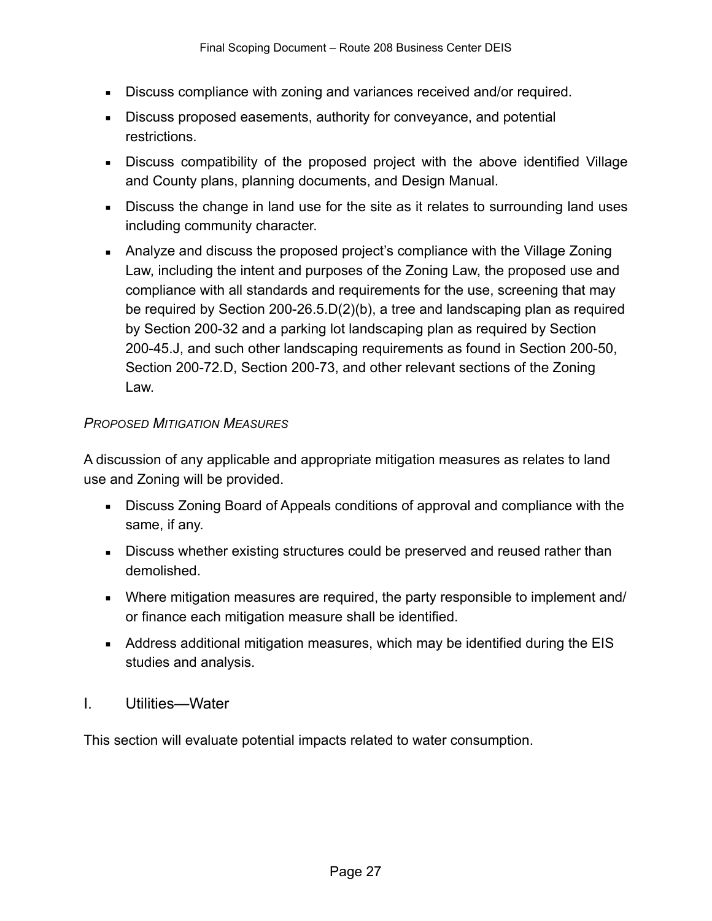- Discuss compliance with zoning and variances received and/or required.
- Discuss proposed easements, authority for conveyance, and potential restrictions.
- Discuss compatibility of the proposed project with the above identified Village and County plans, planning documents, and Design Manual.
- Discuss the change in land use for the site as it relates to surrounding land uses including community character.
- Analyze and discuss the proposed project's compliance with the Village Zoning Law, including the intent and purposes of the Zoning Law, the proposed use and compliance with all standards and requirements for the use, screening that may be required by Section 200-26.5.D(2)(b), a tree and landscaping plan as required by Section 200-32 and a parking lot landscaping plan as required by Section 200-45.J, and such other landscaping requirements as found in Section 200-50, Section 200-72.D, Section 200-73, and other relevant sections of the Zoning Law.

*Proposed Mitigation Measures*

A discussion of any applicable and appropriate mitigation measures as relates to land use and Zoning will be provided.

- Discuss Zoning Board of Appeals conditions of approval and compliance with the same, if any.
- Discuss whether existing structures could be preserved and reused rather than demolished.
- Where mitigation measures are required, the party responsible to implement and/or finance each mitigation measure shall be identified.
- Address additional mitigation measures, which may be identified during the EIS studies and analysis.

## I. Utilities—Water

This section will evaluate potential impacts related to water consumption.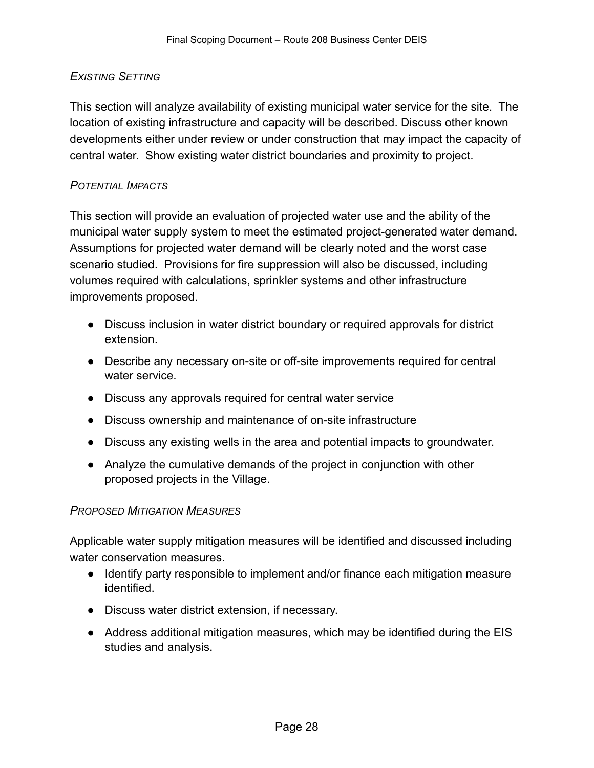*EXISTING SETTING*

This section will analyze availability of existing municipal water service for the site. The location of existing infrastructure and capacity will be described. Discuss other known developments either under review or under construction that may impact the capacity of central water. Show existing water district boundaries and proximity to project.

*POTENTIAL IMPACTS*

This section will provide an evaluation of projected water use and the ability of the municipal water supply system to meet the estimated project-generated water demand. Assumptions for projected water demand will be clearly noted and the worst case scenario studied. Provisions for fire suppression will also be discussed, including volumes required with calculations, sprinkler systems and other infrastructure improvements proposed.

- Discuss inclusion in water district boundary or required approvals for district extension.
- Describe any necessary on-site or off-site improvements required for central water service.
- Discuss any approvals required for central water service
- Discuss ownership and maintenance of on-site infrastructure
- Discuss any existing wells in the area and potential impacts to groundwater.
- Analyze the cumulative demands of the project in conjunction with other proposed projects in the Village.

*PROPOSED MITIGATION MEASURES*

Applicable water supply mitigation measures will be identified and discussed including water conservation measures.

- Identify party responsible to implement and/or finance each mitigation measure identified.
- Discuss water district extension, if necessary.
- Address additional mitigation measures, which may be identified during the EIS studies and analysis.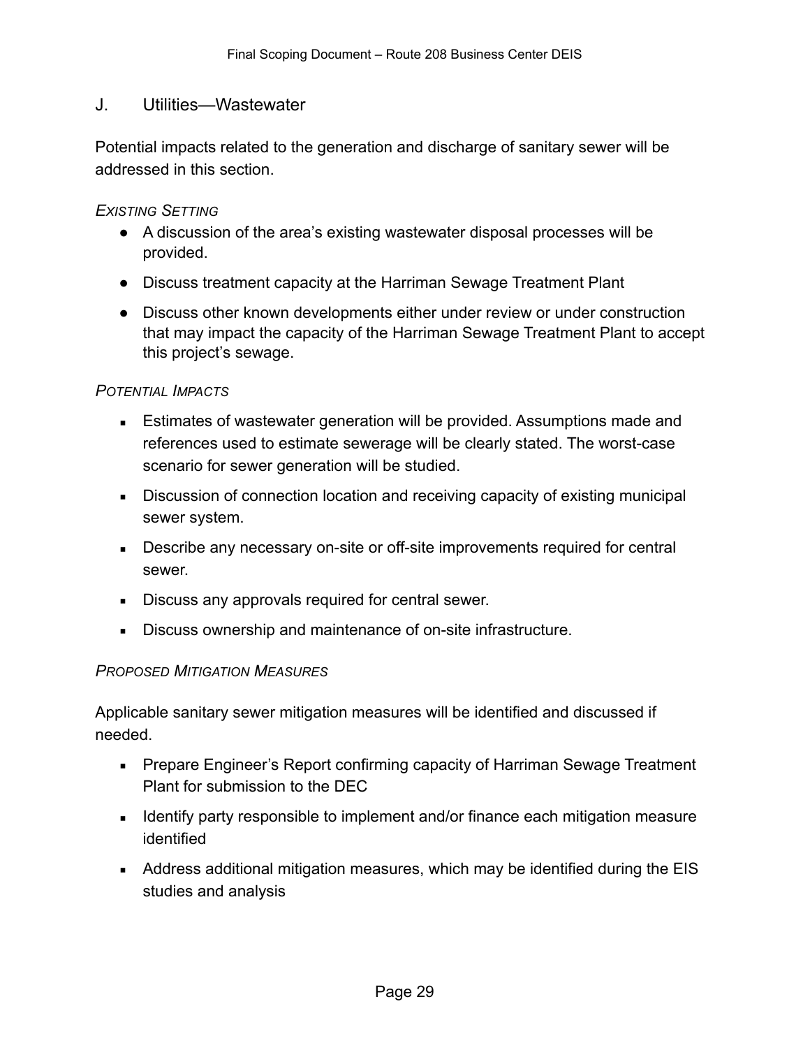## J. Utilities—Wastewater

Potential impacts related to the generation and discharge of sanitary sewer will be addressed in this section.

*EXISTING SETTING*

- A discussion of the area's existing wastewater disposal processes will be provided.
- Discuss treatment capacity at the Harriman Sewage Treatment Plant
- Discuss other known developments either under review or under construction that may impact the capacity of the Harriman Sewage Treatment Plant to accept this project's sewage.

*POTENTIAL IMPACTS*

- Estimates of wastewater generation will be provided. Assumptions made and references used to estimate sewerage will be clearly stated. The worst-case scenario for sewer generation will be studied.
- Discussion of connection location and receiving capacity of existing municipal sewer system.
- Describe any necessary on-site or off-site improvements required for central sewer.
- Discuss any approvals required for central sewer.
- Discuss ownership and maintenance of on-site infrastructure.

*PROPOSED MITIGATION MEASURES*

Applicable sanitary sewer mitigation measures will be identified and discussed if needed.

- Prepare Engineer's Report confirming capacity of Harriman Sewage Treatment Plant for submission to the DEC
- Identify party responsible to implement and/or finance each mitigation measure identified
- Address additional mitigation measures, which may be identified during the EIS studies and analysis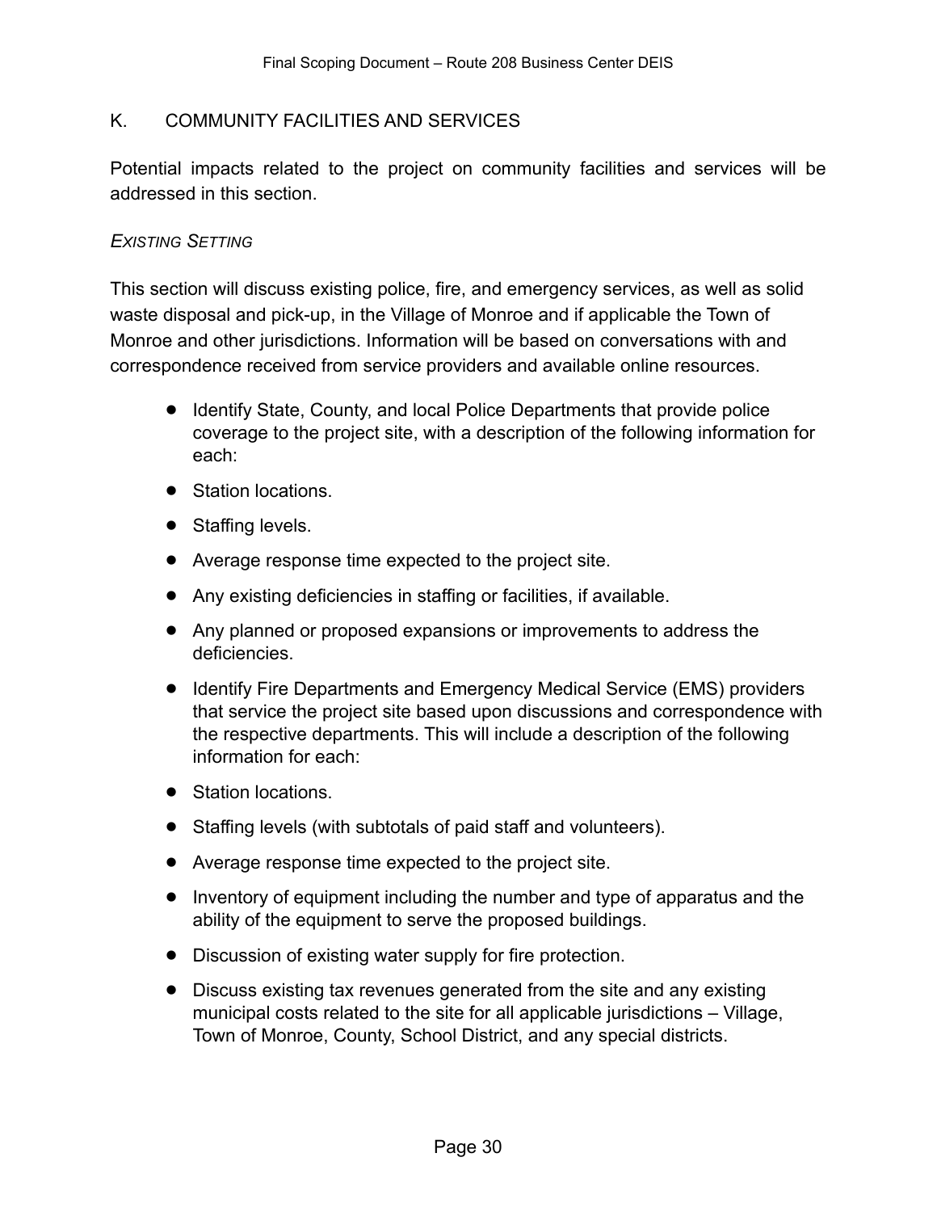## K. COMMUNITY FACILITIES AND SERVICES

Potential impacts related to the project on community facilities and services will be addressed in this section.

### *EXISTING SETTING*

This section will discuss existing police, fire, and emergency services, as well as solid waste disposal and pick-up, in the Village of Monroe and if applicable the Town of Monroe and other jurisdictions. Information will be based on conversations with and correspondence received from service providers and available online resources.

- Identify State, County, and local Police Departments that provide police coverage to the project site, with a description of the following information for each:
- Station locations.
- Staffing levels.
- Average response time expected to the project site.
- Any existing deficiencies in staffing or facilities, if available.
- Any planned or proposed expansions or improvements to address the deficiencies.
- Identify Fire Departments and Emergency Medical Service (EMS) providers that service the project site based upon discussions and correspondence with the respective departments. This will include a description of the following information for each:
- Station locations.
- Staffing levels (with subtotals of paid staff and volunteers).
- Average response time expected to the project site.
- Inventory of equipment including the number and type of apparatus and the ability of the equipment to serve the proposed buildings.
- Discussion of existing water supply for fire protection.
- Discuss existing tax revenues generated from the site and any existing municipal costs related to the site for all applicable jurisdictions – Village, Town of Monroe, County, School District, and any special districts.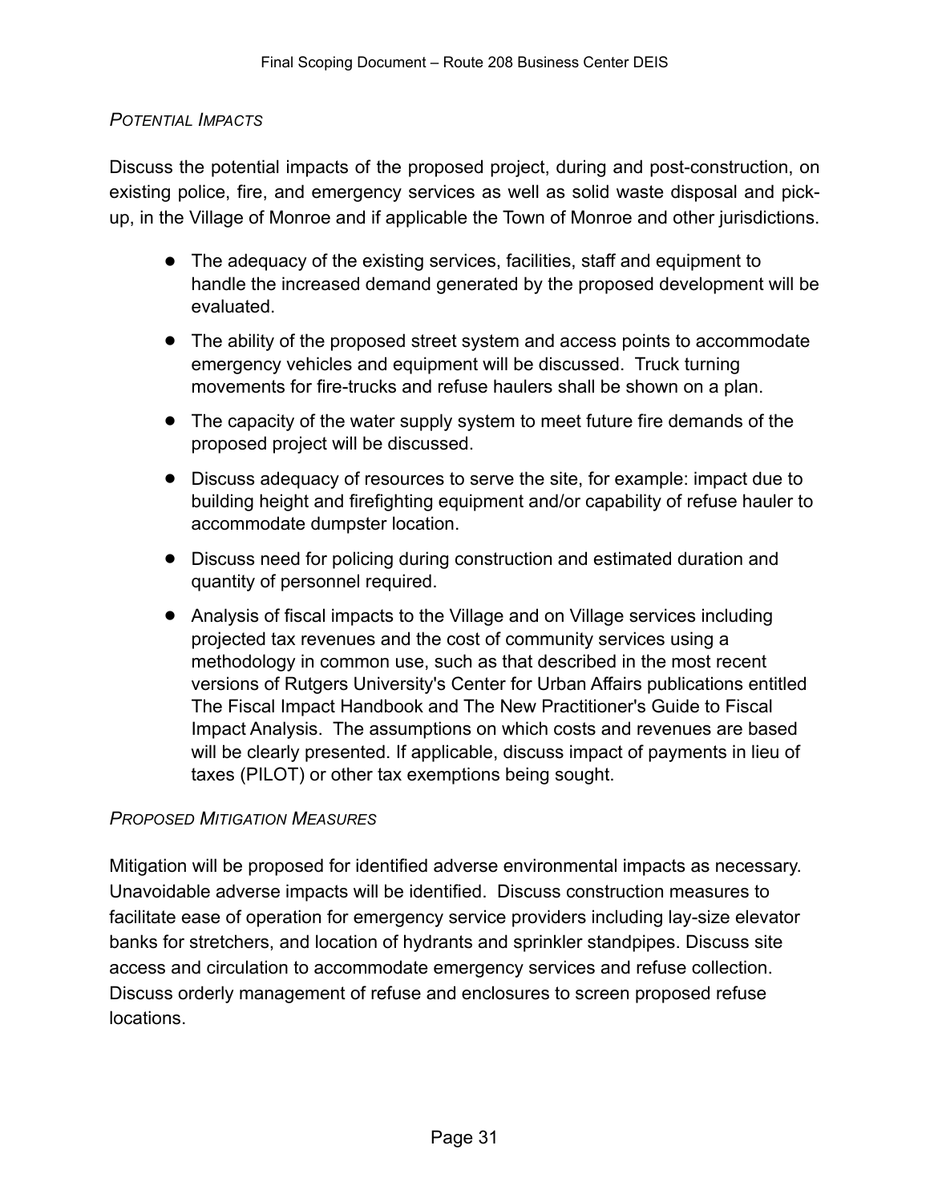*POTENTIAL IMPACTS*

Discuss the potential impacts of the proposed project, during and post-construction, on existing police, fire, and emergency services as well as solid waste disposal and pick-up, in the Village of Monroe and if applicable the Town of Monroe and other jurisdictions.

- The adequacy of the existing services, facilities, staff and equipment to handle the increased demand generated by the proposed development will be evaluated.
- The ability of the proposed street system and access points to accommodate emergency vehicles and equipment will be discussed. Truck turning movements for fire-trucks and refuse haulers shall be shown on a plan.
- The capacity of the water supply system to meet future fire demands of the proposed project will be discussed.
- Discuss adequacy of resources to serve the site, for example: impact due to building height and firefighting equipment and/or capability of refuse hauler to accommodate dumpster location.
- Discuss need for policing during construction and estimated duration and quantity of personnel required.
- Analysis of fiscal impacts to the Village and on Village services including projected tax revenues and the cost of community services using a methodology in common use, such as that described in the most recent versions of Rutgers University's Center for Urban Affairs publications entitled The Fiscal Impact Handbook and The New Practitioner's Guide to Fiscal Impact Analysis. The assumptions on which costs and revenues are based will be clearly presented. If applicable, discuss impact of payments in lieu of taxes (PILOT) or other tax exemptions being sought.

*PROPOSED MITIGATION MEASURES*

Mitigation will be proposed for identified adverse environmental impacts as necessary. Unavoidable adverse impacts will be identified. Discuss construction measures to facilitate ease of operation for emergency service providers including lay-size elevator banks for stretchers, and location of hydrants and sprinkler standpipes. Discuss site access and circulation to accommodate emergency services and refuse collection. Discuss orderly management of refuse and enclosures to screen proposed refuse locations.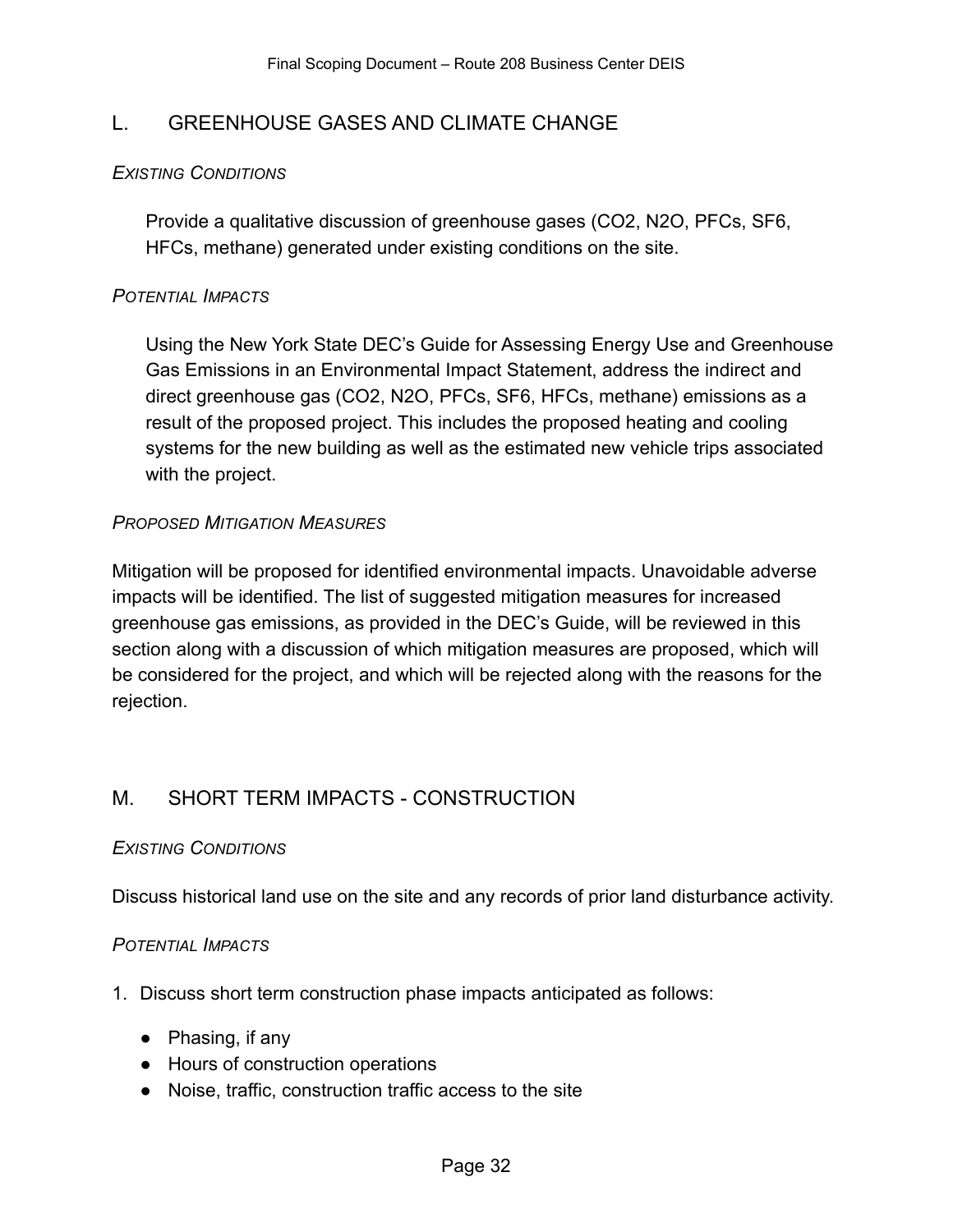## L. GREENHOUSE GASES AND CLIMATE CHANGE

*Existing Conditions*

Provide a qualitative discussion of greenhouse gases ($CO_2$, $N_2O$, PFCs, $SF_6$, HFCs, methane) generated under existing conditions on the site.

*Potential Impacts*

Using the New York State DEC's Guide for Assessing Energy Use and Greenhouse Gas Emissions in an Environmental Impact Statement, address the indirect and direct greenhouse gas ($CO_2$, $N_2O$, PFCs, $SF_6$, HFCs, methane) emissions as a result of the proposed project. This includes the proposed heating and cooling systems for the new building as well as the estimated new vehicle trips associated with the project.

*Proposed Mitigation Measures*

Mitigation will be proposed for identified environmental impacts. Unavoidable adverse impacts will be identified. The list of suggested mitigation measures for increased greenhouse gas emissions, as provided in the DEC's Guide, will be reviewed in this section along with a discussion of which mitigation measures are proposed, which will be considered for the project, and which will be rejected along with the reasons for the rejection.

## M. SHORT TERM IMPACTS - CONSTRUCTION

*Existing Conditions*

Discuss historical land use on the site and any records of prior land disturbance activity.

*Potential Impacts*

1. Discuss short term construction phase impacts anticipated as follows:
   - Phasing, if any
   - Hours of construction operations
   - Noise, traffic, construction traffic access to the site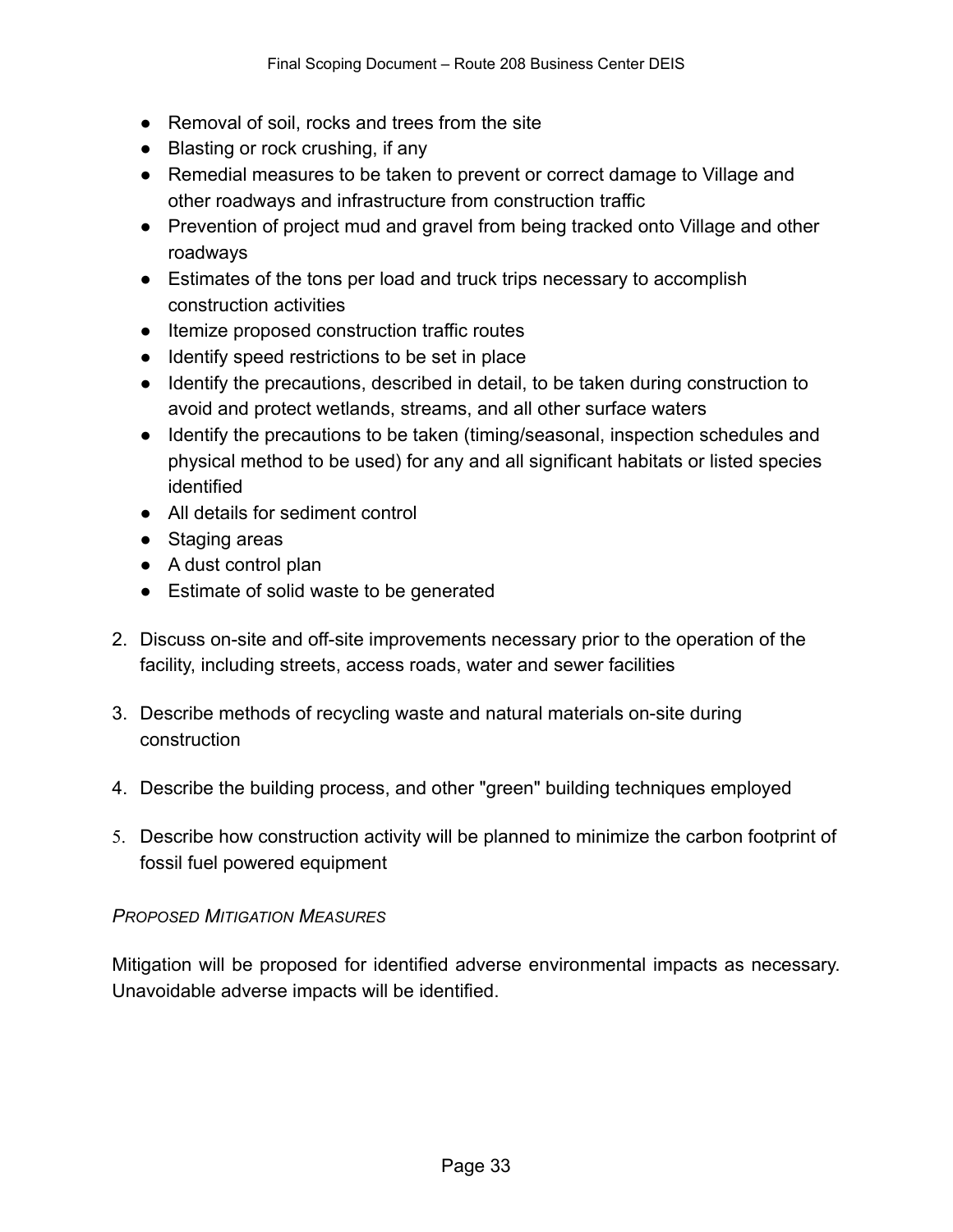- Removal of soil, rocks and trees from the site
- Blasting or rock crushing, if any
- Remedial measures to be taken to prevent or correct damage to Village and other roadways and infrastructure from construction traffic
- Prevention of project mud and gravel from being tracked onto Village and other roadways
- Estimates of the tons per load and truck trips necessary to accomplish construction activities
- Itemize proposed construction traffic routes
- Identify speed restrictions to be set in place
- Identify the precautions, described in detail, to be taken during construction to avoid and protect wetlands, streams, and all other surface waters
- Identify the precautions to be taken (timing/seasonal, inspection schedules and physical method to be used) for any and all significant habitats or listed species identified
- All details for sediment control
- Staging areas
- A dust control plan
- Estimate of solid waste to be generated

2. Discuss on-site and off-site improvements necessary prior to the operation of the facility, including streets, access roads, water and sewer facilities

3. Describe methods of recycling waste and natural materials on-site during construction

4. Describe the building process, and other "green" building techniques employed

5. Describe how construction activity will be planned to minimize the carbon footprint of fossil fuel powered equipment

*PROPOSED MITIGATION MEASURES*

Mitigation will be proposed for identified adverse environmental impacts as necessary. Unavoidable adverse impacts will be identified.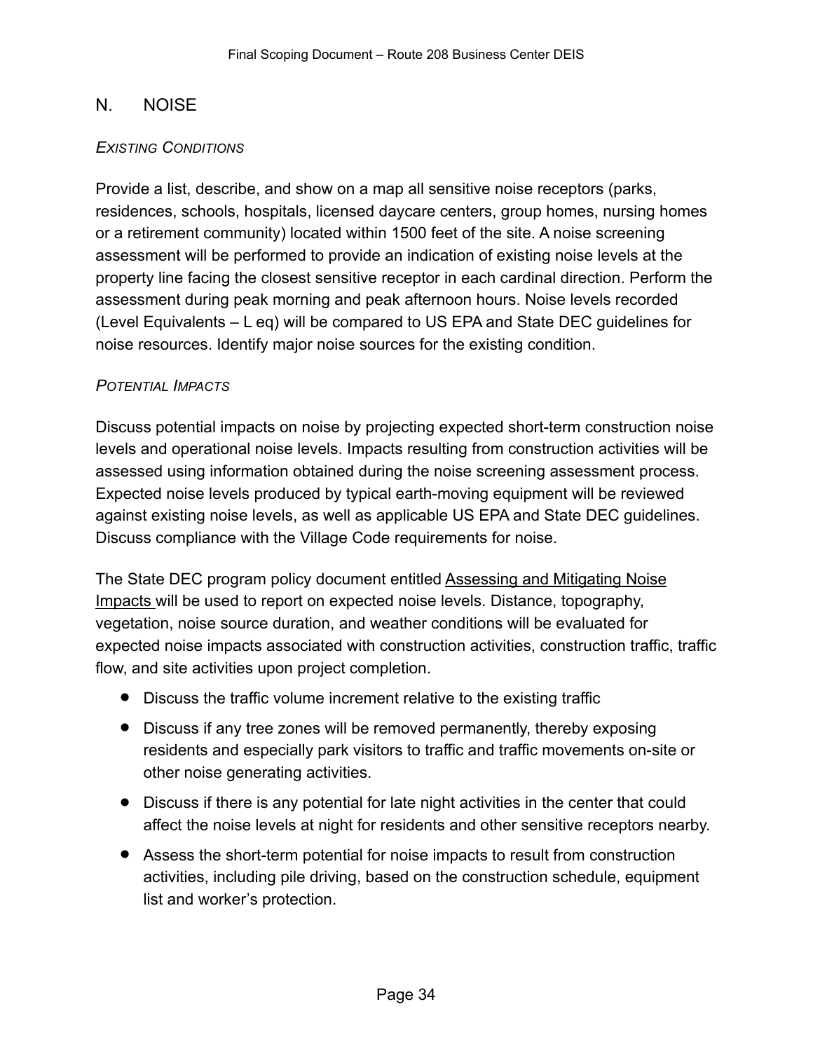## N. NOISE

*EXISTING CONDITIONS*

Provide a list, describe, and show on a map all sensitive noise receptors (parks, residences, schools, hospitals, licensed daycare centers, group homes, nursing homes or a retirement community) located within 1500 feet of the site. A noise screening assessment will be performed to provide an indication of existing noise levels at the property line facing the closest sensitive receptor in each cardinal direction. Perform the assessment during peak morning and peak afternoon hours. Noise levels recorded (Level Equivalents – L eq) will be compared to US EPA and State DEC guidelines for noise resources. Identify major noise sources for the existing condition.

*POTENTIAL IMPACTS*

Discuss potential impacts on noise by projecting expected short-term construction noise levels and operational noise levels. Impacts resulting from construction activities will be assessed using information obtained during the noise screening assessment process. Expected noise levels produced by typical earth-moving equipment will be reviewed against existing noise levels, as well as applicable US EPA and State DEC guidelines. Discuss compliance with the Village Code requirements for noise.

The State DEC program policy document entitled <u>Assessing and Mitigating Noise Impacts</u> will be used to report on expected noise levels. Distance, topography, vegetation, noise source duration, and weather conditions will be evaluated for expected noise impacts associated with construction activities, construction traffic, traffic flow, and site activities upon project completion.

- Discuss the traffic volume increment relative to the existing traffic
- Discuss if any tree zones will be removed permanently, thereby exposing residents and especially park visitors to traffic and traffic movements on-site or other noise generating activities.
- Discuss if there is any potential for late night activities in the center that could affect the noise levels at night for residents and other sensitive receptors nearby.
- Assess the short-term potential for noise impacts to result from construction activities, including pile driving, based on the construction schedule, equipment list and worker's protection.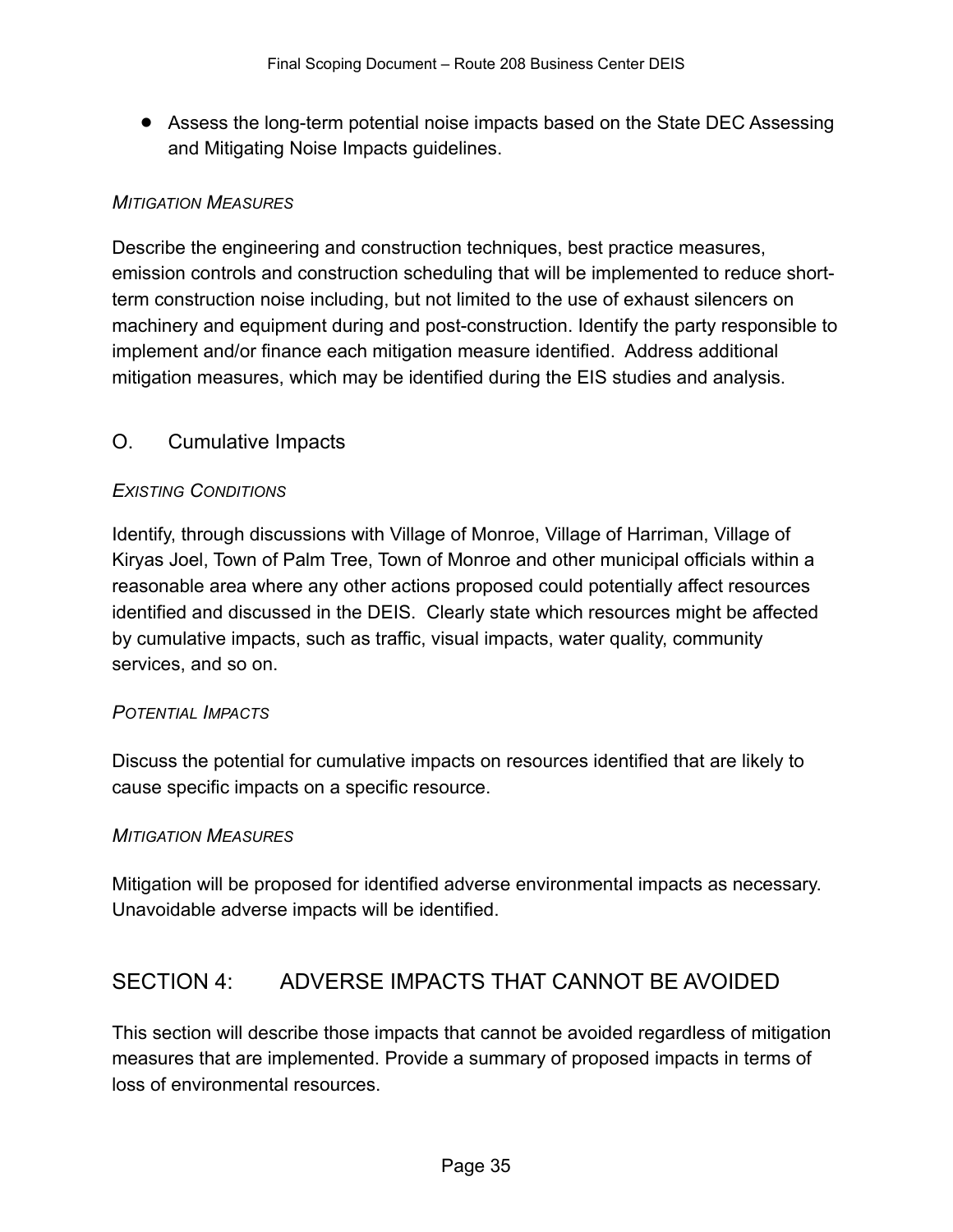- Assess the long-term potential noise impacts based on the State DEC Assessing and Mitigating Noise Impacts guidelines.

*MITIGATION MEASURES*

Describe the engineering and construction techniques, best practice measures, emission controls and construction scheduling that will be implemented to reduce short-term construction noise including, but not limited to the use of exhaust silencers on machinery and equipment during and post-construction. Identify the party responsible to implement and/or finance each mitigation measure identified. Address additional mitigation measures, which may be identified during the EIS studies and analysis.

### O. Cumulative Impacts

*EXISTING CONDITIONS*

Identify, through discussions with Village of Monroe, Village of Harriman, Village of Kiryas Joel, Town of Palm Tree, Town of Monroe and other municipal officials within a reasonable area where any other actions proposed could potentially affect resources identified and discussed in the DEIS. Clearly state which resources might be affected by cumulative impacts, such as traffic, visual impacts, water quality, community services, and so on.

*POTENTIAL IMPACTS*

Discuss the potential for cumulative impacts on resources identified that are likely to cause specific impacts on a specific resource.

*MITIGATION MEASURES*

Mitigation will be proposed for identified adverse environmental impacts as necessary. Unavoidable adverse impacts will be identified.

## SECTION 4: ADVERSE IMPACTS THAT CANNOT BE AVOIDED

This section will describe those impacts that cannot be avoided regardless of mitigation measures that are implemented. Provide a summary of proposed impacts in terms of loss of environmental resources.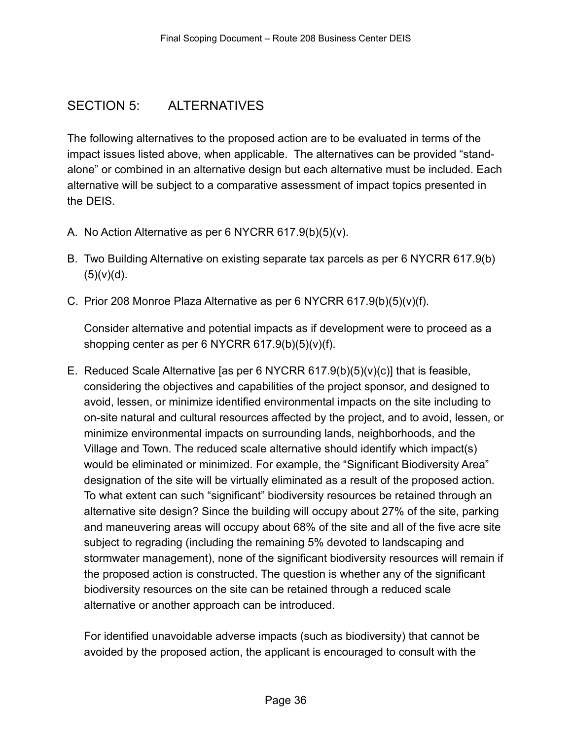## SECTION 5: ALTERNATIVES

The following alternatives to the proposed action are to be evaluated in terms of the impact issues listed above, when applicable. The alternatives can be provided "stand-alone" or combined in an alternative design but each alternative must be included. Each alternative will be subject to a comparative assessment of impact topics presented in the DEIS.

A. No Action Alternative as per 6 NYCRR 617.9(b)(5)(v).

B. Two Building Alternative on existing separate tax parcels as per 6 NYCRR 617.9(b)(5)(v)(d).

C. Prior 208 Monroe Plaza Alternative as per 6 NYCRR 617.9(b)(5)(v)(f).

   Consider alternative and potential impacts as if development were to proceed as a shopping center as per 6 NYCRR 617.9(b)(5)(v)(f).

E. Reduced Scale Alternative [as per 6 NYCRR 617.9(b)(5)(v)(c)] that is feasible, considering the objectives and capabilities of the project sponsor, and designed to avoid, lessen, or minimize identified environmental impacts on the site including to on-site natural and cultural resources affected by the project, and to avoid, lessen, or minimize environmental impacts on surrounding lands, neighborhoods, and the Village and Town. The reduced scale alternative should identify which impact(s) would be eliminated or minimized. For example, the "Significant Biodiversity Area" designation of the site will be virtually eliminated as a result of the proposed action. To what extent can such "significant" biodiversity resources be retained through an alternative site design? Since the building will occupy about 27% of the site, parking and maneuvering areas will occupy about 68% of the site and all of the five acre site subject to regrading (including the remaining 5% devoted to landscaping and stormwater management), none of the significant biodiversity resources will remain if the proposed action is constructed. The question is whether any of the significant biodiversity resources on the site can be retained through a reduced scale alternative or another approach can be introduced.

   For identified unavoidable adverse impacts (such as biodiversity) that cannot be avoided by the proposed action, the applicant is encouraged to consult with the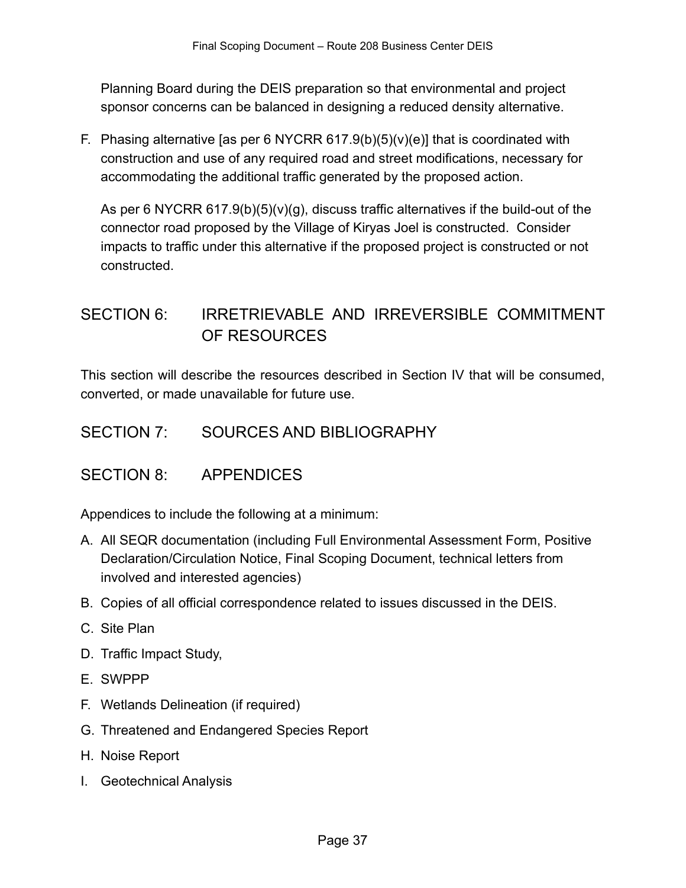Planning Board during the DEIS preparation so that environmental and project sponsor concerns can be balanced in designing a reduced density alternative.

F. Phasing alternative [as per 6 NYCRR 617.9(b)(5)(v)(e)] that is coordinated with construction and use of any required road and street modifications, necessary for accommodating the additional traffic generated by the proposed action.

   As per 6 NYCRR 617.9(b)(5)(v)(g), discuss traffic alternatives if the build-out of the connector road proposed by the Village of Kiryas Joel is constructed. Consider impacts to traffic under this alternative if the proposed project is constructed or not constructed.

## SECTION 6: IRRETRIEVABLE AND IRREVERSIBLE COMMITMENT OF RESOURCES

This section will describe the resources described in Section IV that will be consumed, converted, or made unavailable for future use.

## SECTION 7: SOURCES AND BIBLIOGRAPHY

## SECTION 8: APPENDICES

Appendices to include the following at a minimum:

A. All SEQR documentation (including Full Environmental Assessment Form, Positive Declaration/Circulation Notice, Final Scoping Document, technical letters from involved and interested agencies)
B. Copies of all official correspondence related to issues discussed in the DEIS.
C. Site Plan
D. Traffic Impact Study,
E. SWPPP
F. Wetlands Delineation (if required)
G. Threatened and Endangered Species Report
H. Noise Report
I. Geotechnical Analysis